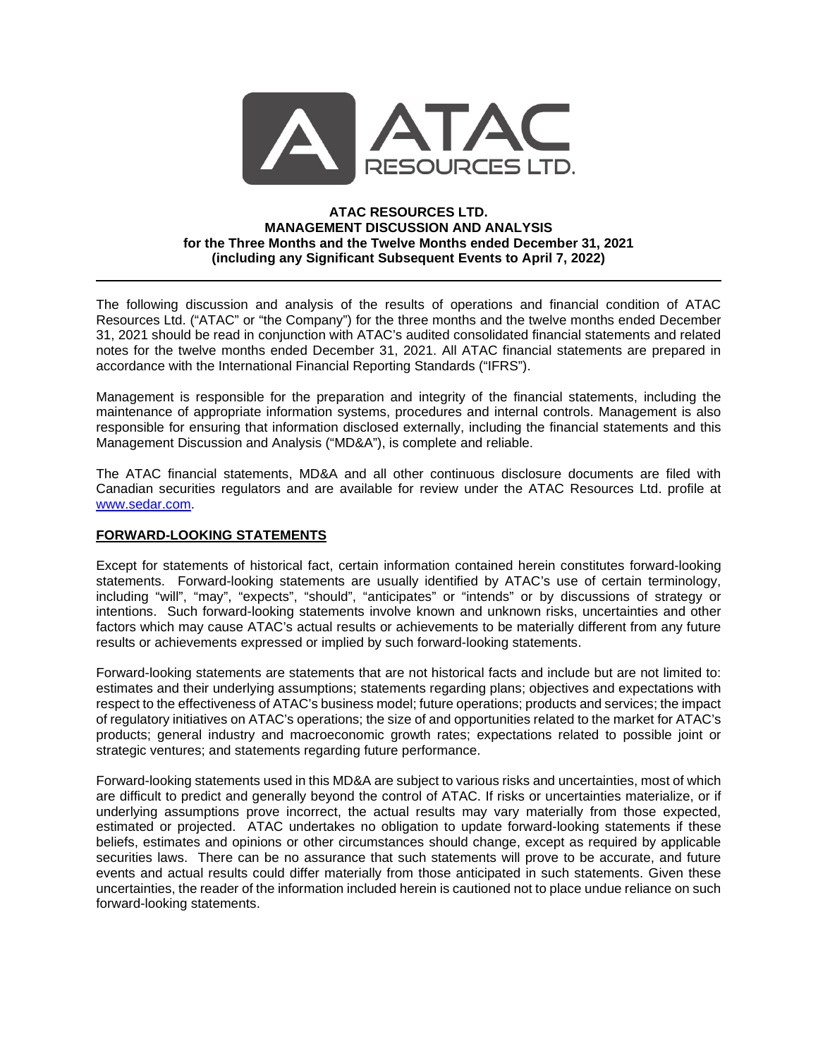**ATAC RESOURCES LTD.**
**MANAGEMENT DISCUSSION AND ANALYSIS**
**for the Three Months and the Twelve Months ended December 31, 2021**
**(including any Significant Subsequent Events to April 7, 2022)**

---

The following discussion and analysis of the results of operations and financial condition of ATAC Resources Ltd. ("ATAC" or "the Company") for the three months and the twelve months ended December 31, 2021 should be read in conjunction with ATAC's audited consolidated financial statements and related notes for the twelve months ended December 31, 2021. All ATAC financial statements are prepared in accordance with the International Financial Reporting Standards ("IFRS").

Management is responsible for the preparation and integrity of the financial statements, including the maintenance of appropriate information systems, procedures and internal controls. Management is also responsible for ensuring that information disclosed externally, including the financial statements and this Management Discussion and Analysis ("MD&A"), is complete and reliable.

The ATAC financial statements, MD&A and all other continuous disclosure documents are filed with Canadian securities regulators and are available for review under the ATAC Resources Ltd. profile at www.sedar.com.

## FORWARD-LOOKING STATEMENTS

Except for statements of historical fact, certain information contained herein constitutes forward-looking statements. Forward-looking statements are usually identified by ATAC's use of certain terminology, including "will", "may", "expects", "should", "anticipates" or "intends" or by discussions of strategy or intentions. Such forward-looking statements involve known and unknown risks, uncertainties and other factors which may cause ATAC's actual results or achievements to be materially different from any future results or achievements expressed or implied by such forward-looking statements.

Forward-looking statements are statements that are not historical facts and include but are not limited to: estimates and their underlying assumptions; statements regarding plans; objectives and expectations with respect to the effectiveness of ATAC's business model; future operations; products and services; the impact of regulatory initiatives on ATAC's operations; the size of and opportunities related to the market for ATAC's products; general industry and macroeconomic growth rates; expectations related to possible joint or strategic ventures; and statements regarding future performance.

Forward-looking statements used in this MD&A are subject to various risks and uncertainties, most of which are difficult to predict and generally beyond the control of ATAC. If risks or uncertainties materialize, or if underlying assumptions prove incorrect, the actual results may vary materially from those expected, estimated or projected. ATAC undertakes no obligation to update forward-looking statements if these beliefs, estimates and opinions or other circumstances should change, except as required by applicable securities laws. There can be no assurance that such statements will prove to be accurate, and future events and actual results could differ materially from those anticipated in such statements. Given these uncertainties, the reader of the information included herein is cautioned not to place undue reliance on such forward-looking statements.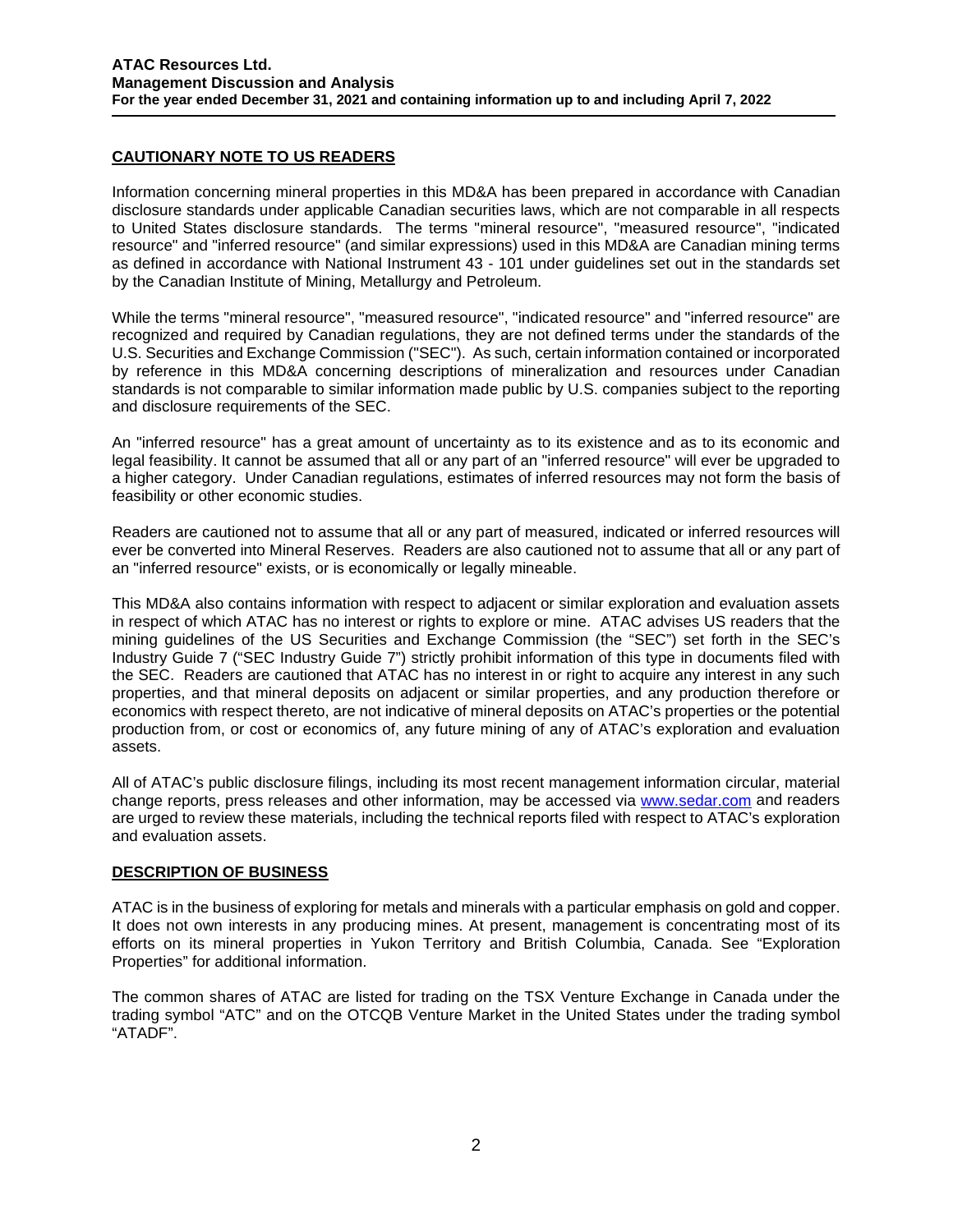## CAUTIONARY NOTE TO US READERS

Information concerning mineral properties in this MD&A has been prepared in accordance with Canadian disclosure standards under applicable Canadian securities laws, which are not comparable in all respects to United States disclosure standards. The terms "mineral resource", "measured resource", "indicated resource" and "inferred resource" (and similar expressions) used in this MD&A are Canadian mining terms as defined in accordance with National Instrument 43 - 101 under guidelines set out in the standards set by the Canadian Institute of Mining, Metallurgy and Petroleum.

While the terms "mineral resource", "measured resource", "indicated resource" and "inferred resource" are recognized and required by Canadian regulations, they are not defined terms under the standards of the U.S. Securities and Exchange Commission ("SEC"). As such, certain information contained or incorporated by reference in this MD&A concerning descriptions of mineralization and resources under Canadian standards is not comparable to similar information made public by U.S. companies subject to the reporting and disclosure requirements of the SEC.

An "inferred resource" has a great amount of uncertainty as to its existence and as to its economic and legal feasibility. It cannot be assumed that all or any part of an "inferred resource" will ever be upgraded to a higher category. Under Canadian regulations, estimates of inferred resources may not form the basis of feasibility or other economic studies.

Readers are cautioned not to assume that all or any part of measured, indicated or inferred resources will ever be converted into Mineral Reserves. Readers are also cautioned not to assume that all or any part of an "inferred resource" exists, or is economically or legally mineable.

This MD&A also contains information with respect to adjacent or similar exploration and evaluation assets in respect of which ATAC has no interest or rights to explore or mine. ATAC advises US readers that the mining guidelines of the US Securities and Exchange Commission (the "SEC") set forth in the SEC's Industry Guide 7 ("SEC Industry Guide 7") strictly prohibit information of this type in documents filed with the SEC. Readers are cautioned that ATAC has no interest in or right to acquire any interest in any such properties, and that mineral deposits on adjacent or similar properties, and any production therefore or economics with respect thereto, are not indicative of mineral deposits on ATAC's properties or the potential production from, or cost or economics of, any future mining of any of ATAC's exploration and evaluation assets.

All of ATAC's public disclosure filings, including its most recent management information circular, material change reports, press releases and other information, may be accessed via www.sedar.com and readers are urged to review these materials, including the technical reports filed with respect to ATAC's exploration and evaluation assets.

## DESCRIPTION OF BUSINESS

ATAC is in the business of exploring for metals and minerals with a particular emphasis on gold and copper. It does not own interests in any producing mines. At present, management is concentrating most of its efforts on its mineral properties in Yukon Territory and British Columbia, Canada. See "Exploration Properties" for additional information.

The common shares of ATAC are listed for trading on the TSX Venture Exchange in Canada under the trading symbol "ATC" and on the OTCQB Venture Market in the United States under the trading symbol "ATADF".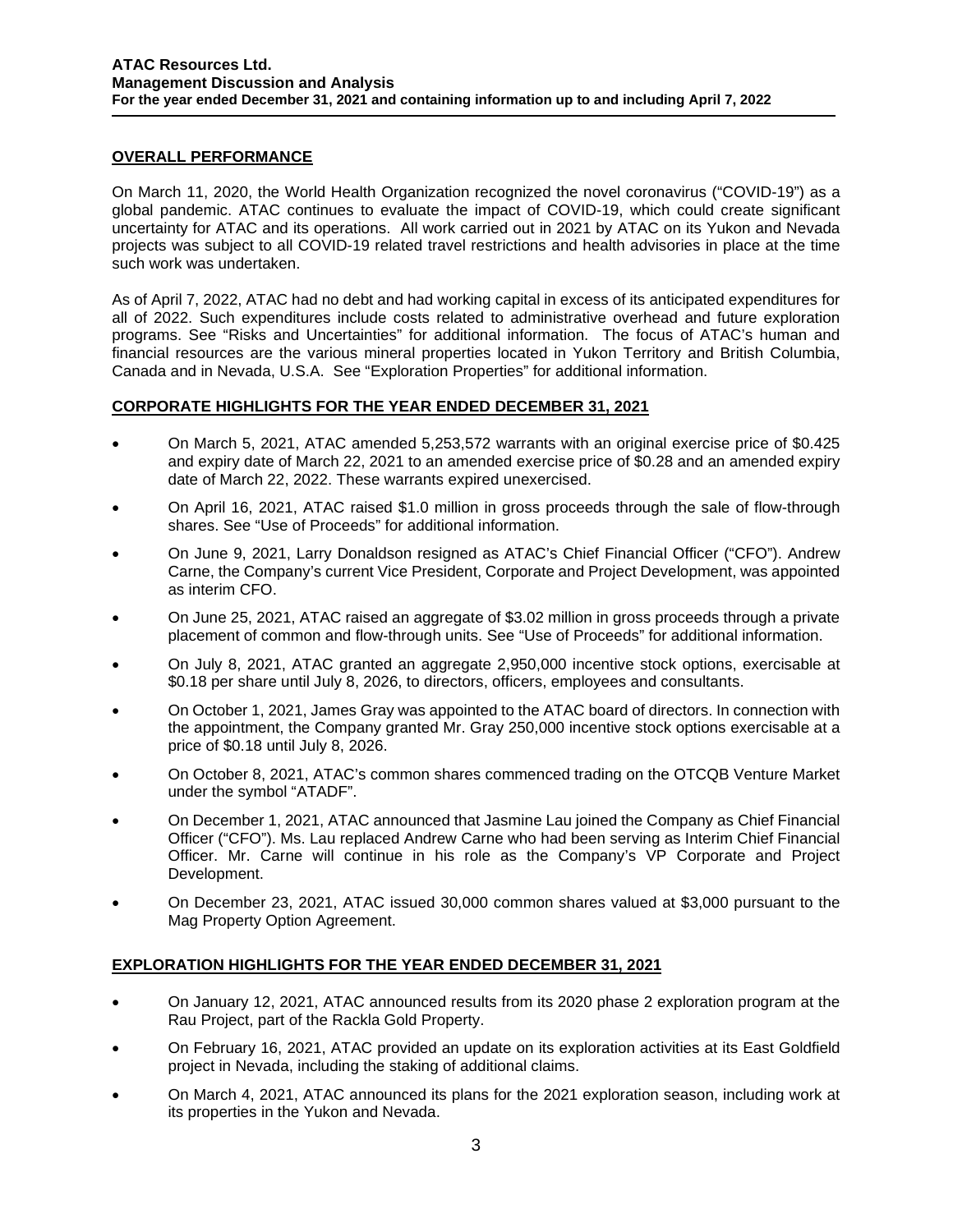## OVERALL PERFORMANCE

On March 11, 2020, the World Health Organization recognized the novel coronavirus ("COVID-19") as a global pandemic. ATAC continues to evaluate the impact of COVID-19, which could create significant uncertainty for ATAC and its operations. All work carried out in 2021 by ATAC on its Yukon and Nevada projects was subject to all COVID-19 related travel restrictions and health advisories in place at the time such work was undertaken.

As of April 7, 2022, ATAC had no debt and had working capital in excess of its anticipated expenditures for all of 2022. Such expenditures include costs related to administrative overhead and future exploration programs. See "Risks and Uncertainties" for additional information. The focus of ATAC's human and financial resources are the various mineral properties located in Yukon Territory and British Columbia, Canada and in Nevada, U.S.A. See "Exploration Properties" for additional information.

## CORPORATE HIGHLIGHTS FOR THE YEAR ENDED DECEMBER 31, 2021

- On March 5, 2021, ATAC amended 5,253,572 warrants with an original exercise price of $0.425 and expiry date of March 22, 2021 to an amended exercise price of $0.28 and an amended expiry date of March 22, 2022. These warrants expired unexercised.
- On April 16, 2021, ATAC raised $1.0 million in gross proceeds through the sale of flow-through shares. See "Use of Proceeds" for additional information.
- On June 9, 2021, Larry Donaldson resigned as ATAC's Chief Financial Officer ("CFO"). Andrew Carne, the Company's current Vice President, Corporate and Project Development, was appointed as interim CFO.
- On June 25, 2021, ATAC raised an aggregate of $3.02 million in gross proceeds through a private placement of common and flow-through units. See "Use of Proceeds" for additional information.
- On July 8, 2021, ATAC granted an aggregate 2,950,000 incentive stock options, exercisable at $0.18 per share until July 8, 2026, to directors, officers, employees and consultants.
- On October 1, 2021, James Gray was appointed to the ATAC board of directors. In connection with the appointment, the Company granted Mr. Gray 250,000 incentive stock options exercisable at a price of $0.18 until July 8, 2026.
- On October 8, 2021, ATAC's common shares commenced trading on the OTCQB Venture Market under the symbol "ATADF".
- On December 1, 2021, ATAC announced that Jasmine Lau joined the Company as Chief Financial Officer ("CFO"). Ms. Lau replaced Andrew Carne who had been serving as Interim Chief Financial Officer. Mr. Carne will continue in his role as the Company's VP Corporate and Project Development.
- On December 23, 2021, ATAC issued 30,000 common shares valued at $3,000 pursuant to the Mag Property Option Agreement.

## EXPLORATION HIGHLIGHTS FOR THE YEAR ENDED DECEMBER 31, 2021

- On January 12, 2021, ATAC announced results from its 2020 phase 2 exploration program at the Rau Project, part of the Rackla Gold Property.
- On February 16, 2021, ATAC provided an update on its exploration activities at its East Goldfield project in Nevada, including the staking of additional claims.
- On March 4, 2021, ATAC announced its plans for the 2021 exploration season, including work at its properties in the Yukon and Nevada.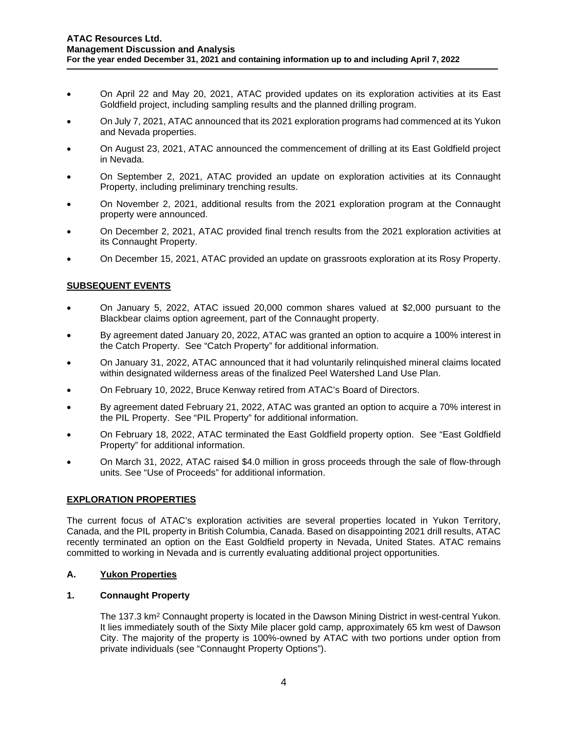- On April 22 and May 20, 2021, ATAC provided updates on its exploration activities at its East Goldfield project, including sampling results and the planned drilling program.
- On July 7, 2021, ATAC announced that its 2021 exploration programs had commenced at its Yukon and Nevada properties.
- On August 23, 2021, ATAC announced the commencement of drilling at its East Goldfield project in Nevada.
- On September 2, 2021, ATAC provided an update on exploration activities at its Connaught Property, including preliminary trenching results.
- On November 2, 2021, additional results from the 2021 exploration program at the Connaught property were announced.
- On December 2, 2021, ATAC provided final trench results from the 2021 exploration activities at its Connaught Property.
- On December 15, 2021, ATAC provided an update on grassroots exploration at its Rosy Property.

## SUBSEQUENT EVENTS

- On January 5, 2022, ATAC issued 20,000 common shares valued at $2,000 pursuant to the Blackbear claims option agreement, part of the Connaught property.
- By agreement dated January 20, 2022, ATAC was granted an option to acquire a 100% interest in the Catch Property. See "Catch Property" for additional information.
- On January 31, 2022, ATAC announced that it had voluntarily relinquished mineral claims located within designated wilderness areas of the finalized Peel Watershed Land Use Plan.
- On February 10, 2022, Bruce Kenway retired from ATAC's Board of Directors.
- By agreement dated February 21, 2022, ATAC was granted an option to acquire a 70% interest in the PIL Property. See "PIL Property" for additional information.
- On February 18, 2022, ATAC terminated the East Goldfield property option. See "East Goldfield Property" for additional information.
- On March 31, 2022, ATAC raised $4.0 million in gross proceeds through the sale of flow-through units. See "Use of Proceeds" for additional information.

## EXPLORATION PROPERTIES

The current focus of ATAC's exploration activities are several properties located in Yukon Territory, Canada, and the PIL property in British Columbia, Canada. Based on disappointing 2021 drill results, ATAC recently terminated an option on the East Goldfield property in Nevada, United States. ATAC remains committed to working in Nevada and is currently evaluating additional project opportunities.

### A. Yukon Properties

#### 1. Connaught Property

The 137.3 km$^2$ Connaught property is located in the Dawson Mining District in west-central Yukon. It lies immediately south of the Sixty Mile placer gold camp, approximately 65 km west of Dawson City. The majority of the property is 100%-owned by ATAC with two portions under option from private individuals (see "Connaught Property Options").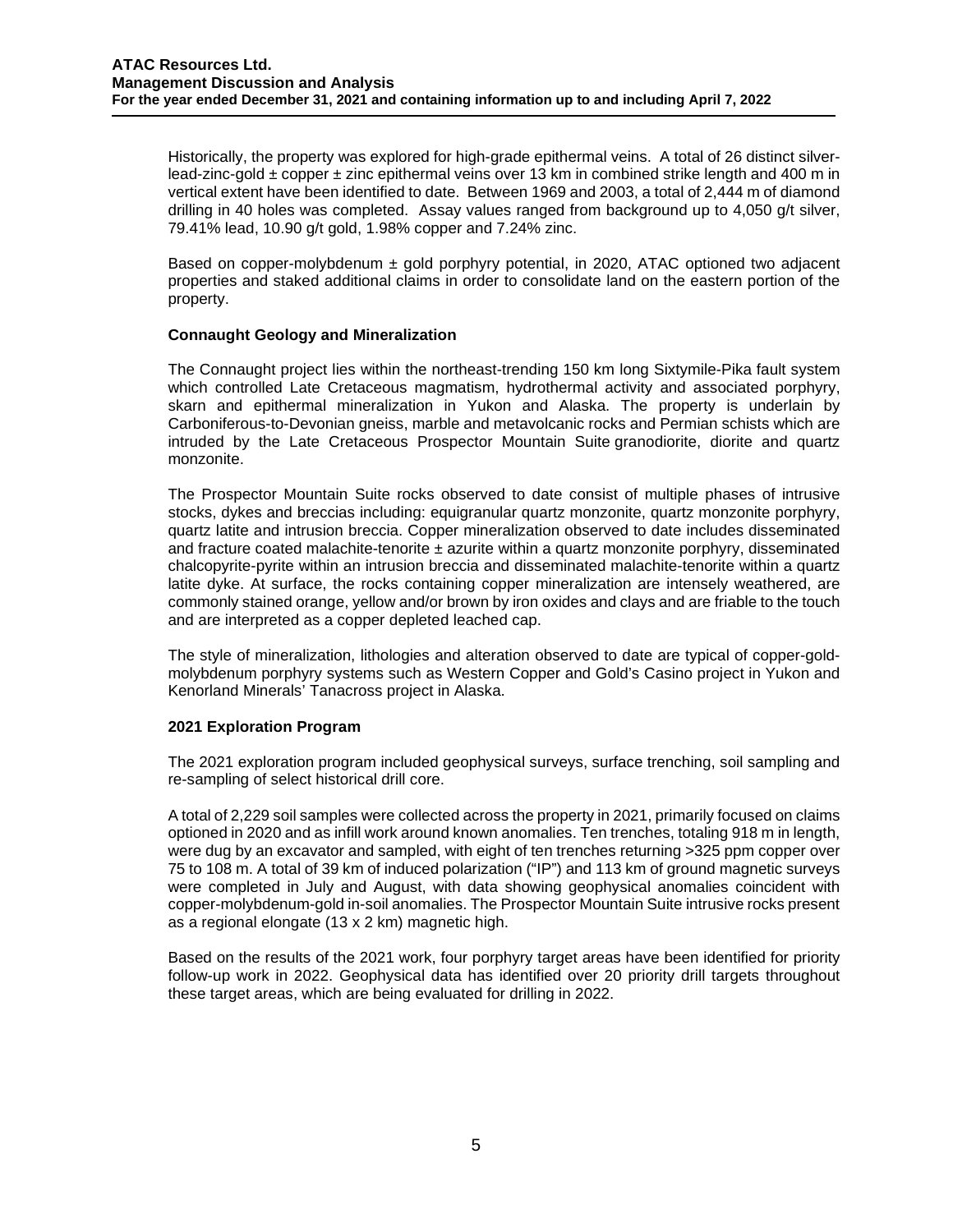Historically, the property was explored for high-grade epithermal veins. A total of 26 distinct silver-lead-zinc-gold ± copper ± zinc epithermal veins over 13 km in combined strike length and 400 m in vertical extent have been identified to date. Between 1969 and 2003, a total of 2,444 m of diamond drilling in 40 holes was completed. Assay values ranged from background up to 4,050 g/t silver, 79.41% lead, 10.90 g/t gold, 1.98% copper and 7.24% zinc.

Based on copper-molybdenum ± gold porphyry potential, in 2020, ATAC optioned two adjacent properties and staked additional claims in order to consolidate land on the eastern portion of the property.

### Connaught Geology and Mineralization

The Connaught project lies within the northeast-trending 150 km long Sixtymile-Pika fault system which controlled Late Cretaceous magmatism, hydrothermal activity and associated porphyry, skarn and epithermal mineralization in Yukon and Alaska. The property is underlain by Carboniferous-to-Devonian gneiss, marble and metavolcanic rocks and Permian schists which are intruded by the Late Cretaceous Prospector Mountain Suite granodiorite, diorite and quartz monzonite.

The Prospector Mountain Suite rocks observed to date consist of multiple phases of intrusive stocks, dykes and breccias including: equigranular quartz monzonite, quartz monzonite porphyry, quartz latite and intrusion breccia. Copper mineralization observed to date includes disseminated and fracture coated malachite-tenorite ± azurite within a quartz monzonite porphyry, disseminated chalcopyrite-pyrite within an intrusion breccia and disseminated malachite-tenorite within a quartz latite dyke. At surface, the rocks containing copper mineralization are intensely weathered, are commonly stained orange, yellow and/or brown by iron oxides and clays and are friable to the touch and are interpreted as a copper depleted leached cap.

The style of mineralization, lithologies and alteration observed to date are typical of copper-gold-molybdenum porphyry systems such as Western Copper and Gold's Casino project in Yukon and Kenorland Minerals' Tanacross project in Alaska.

### 2021 Exploration Program

The 2021 exploration program included geophysical surveys, surface trenching, soil sampling and re-sampling of select historical drill core.

A total of 2,229 soil samples were collected across the property in 2021, primarily focused on claims optioned in 2020 and as infill work around known anomalies. Ten trenches, totaling 918 m in length, were dug by an excavator and sampled, with eight of ten trenches returning >325 ppm copper over 75 to 108 m. A total of 39 km of induced polarization ("IP") and 113 km of ground magnetic surveys were completed in July and August, with data showing geophysical anomalies coincident with copper-molybdenum-gold in-soil anomalies. The Prospector Mountain Suite intrusive rocks present as a regional elongate (13 x 2 km) magnetic high.

Based on the results of the 2021 work, four porphyry target areas have been identified for priority follow-up work in 2022. Geophysical data has identified over 20 priority drill targets throughout these target areas, which are being evaluated for drilling in 2022.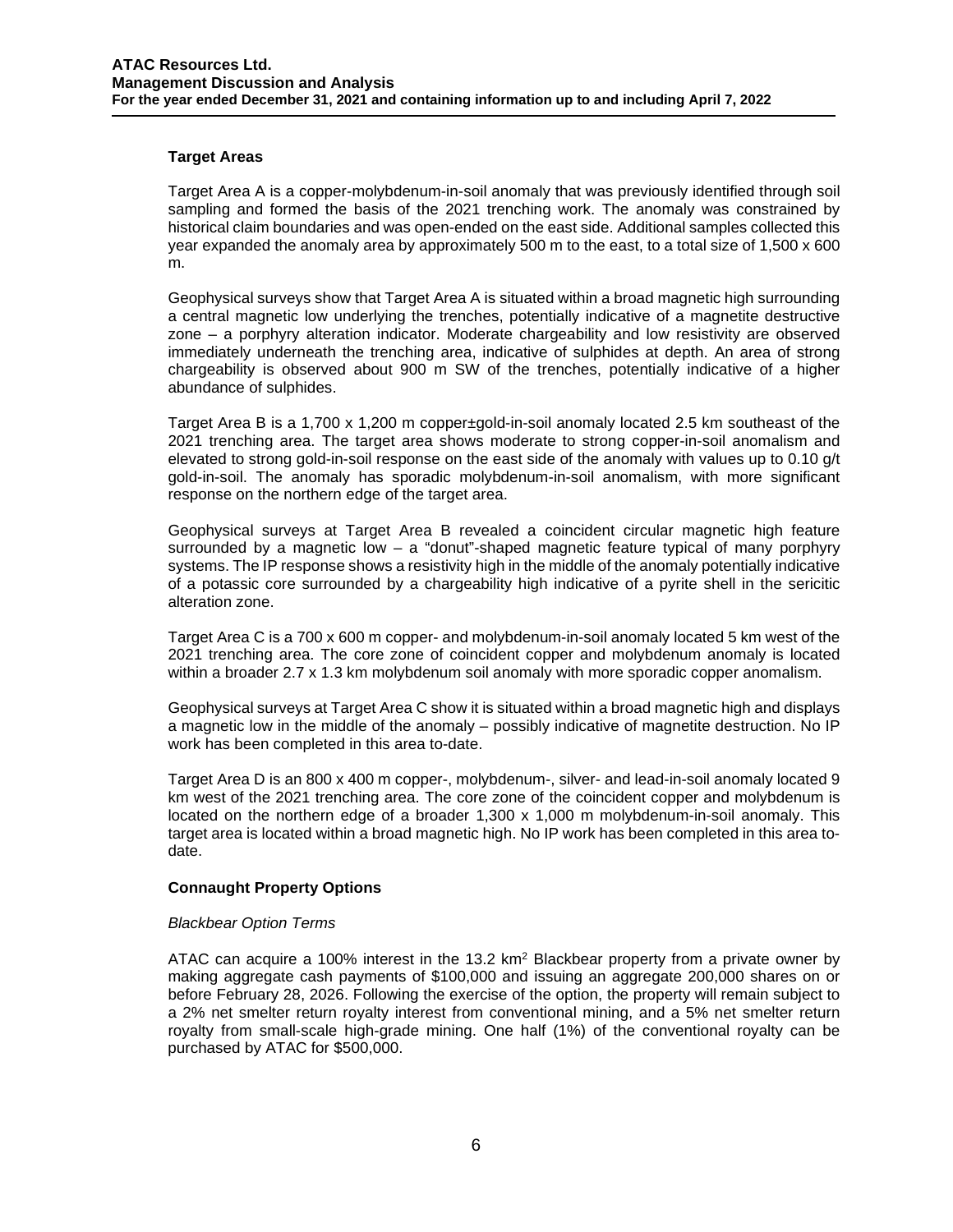### Target Areas

Target Area A is a copper-molybdenum-in-soil anomaly that was previously identified through soil sampling and formed the basis of the 2021 trenching work. The anomaly was constrained by historical claim boundaries and was open-ended on the east side. Additional samples collected this year expanded the anomaly area by approximately 500 m to the east, to a total size of 1,500 x 600 m.

Geophysical surveys show that Target Area A is situated within a broad magnetic high surrounding a central magnetic low underlying the trenches, potentially indicative of a magnetite destructive zone – a porphyry alteration indicator. Moderate chargeability and low resistivity are observed immediately underneath the trenching area, indicative of sulphides at depth. An area of strong chargeability is observed about 900 m SW of the trenches, potentially indicative of a higher abundance of sulphides.

Target Area B is a 1,700 x 1,200 m copper±gold-in-soil anomaly located 2.5 km southeast of the 2021 trenching area. The target area shows moderate to strong copper-in-soil anomalism and elevated to strong gold-in-soil response on the east side of the anomaly with values up to 0.10 g/t gold-in-soil. The anomaly has sporadic molybdenum-in-soil anomalism, with more significant response on the northern edge of the target area.

Geophysical surveys at Target Area B revealed a coincident circular magnetic high feature surrounded by a magnetic low – a "donut"-shaped magnetic feature typical of many porphyry systems. The IP response shows a resistivity high in the middle of the anomaly potentially indicative of a potassic core surrounded by a chargeability high indicative of a pyrite shell in the sericitic alteration zone.

Target Area C is a 700 x 600 m copper- and molybdenum-in-soil anomaly located 5 km west of the 2021 trenching area. The core zone of coincident copper and molybdenum anomaly is located within a broader 2.7 x 1.3 km molybdenum soil anomaly with more sporadic copper anomalism.

Geophysical surveys at Target Area C show it is situated within a broad magnetic high and displays a magnetic low in the middle of the anomaly – possibly indicative of magnetite destruction. No IP work has been completed in this area to-date.

Target Area D is an 800 x 400 m copper-, molybdenum-, silver- and lead-in-soil anomaly located 9 km west of the 2021 trenching area. The core zone of the coincident copper and molybdenum is located on the northern edge of a broader 1,300 x 1,000 m molybdenum-in-soil anomaly. This target area is located within a broad magnetic high. No IP work has been completed in this area to-date.

### Connaught Property Options

*Blackbear Option Terms*

ATAC can acquire a 100% interest in the 13.2 km$^2$ Blackbear property from a private owner by making aggregate cash payments of \$100,000 and issuing an aggregate 200,000 shares on or before February 28, 2026. Following the exercise of the option, the property will remain subject to a 2% net smelter return royalty interest from conventional mining, and a 5% net smelter return royalty from small-scale high-grade mining. One half (1%) of the conventional royalty can be purchased by ATAC for \$500,000.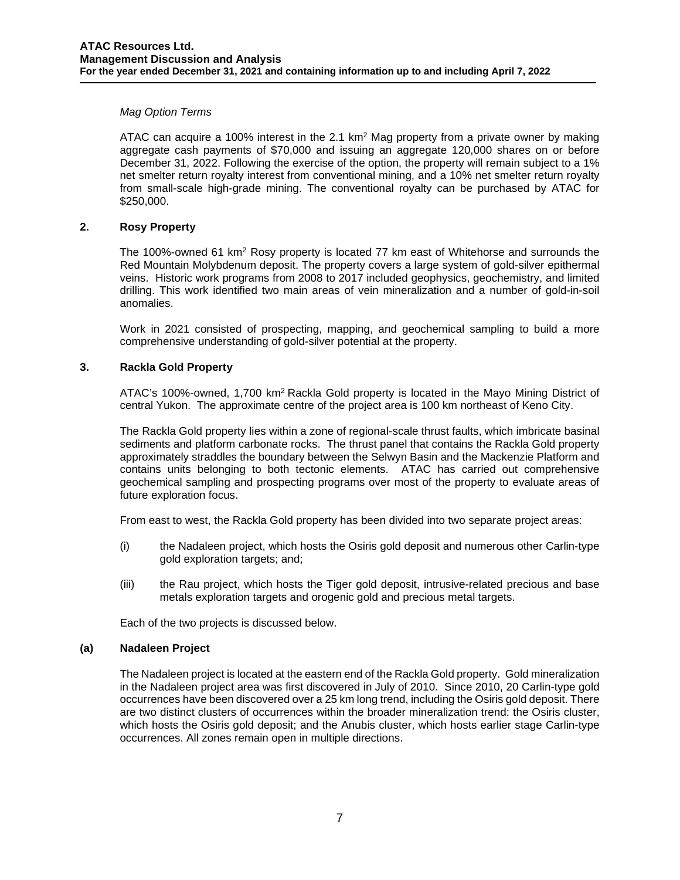*Mag Option Terms*

ATAC can acquire a 100% interest in the 2.1 km$^2$ Mag property from a private owner by making aggregate cash payments of $70,000 and issuing an aggregate 120,000 shares on or before December 31, 2022. Following the exercise of the option, the property will remain subject to a 1% net smelter return royalty interest from conventional mining, and a 10% net smelter return royalty from small-scale high-grade mining. The conventional royalty can be purchased by ATAC for $250,000.

## 2. Rosy Property

The 100%-owned 61 km$^2$ Rosy property is located 77 km east of Whitehorse and surrounds the Red Mountain Molybdenum deposit. The property covers a large system of gold-silver epithermal veins. Historic work programs from 2008 to 2017 included geophysics, geochemistry, and limited drilling. This work identified two main areas of vein mineralization and a number of gold-in-soil anomalies.

Work in 2021 consisted of prospecting, mapping, and geochemical sampling to build a more comprehensive understanding of gold-silver potential at the property.

## 3. Rackla Gold Property

ATAC's 100%-owned, 1,700 km$^2$ Rackla Gold property is located in the Mayo Mining District of central Yukon. The approximate centre of the project area is 100 km northeast of Keno City.

The Rackla Gold property lies within a zone of regional-scale thrust faults, which imbricate basinal sediments and platform carbonate rocks. The thrust panel that contains the Rackla Gold property approximately straddles the boundary between the Selwyn Basin and the Mackenzie Platform and contains units belonging to both tectonic elements. ATAC has carried out comprehensive geochemical sampling and prospecting programs over most of the property to evaluate areas of future exploration focus.

From east to west, the Rackla Gold property has been divided into two separate project areas:

(i) the Nadaleen project, which hosts the Osiris gold deposit and numerous other Carlin-type gold exploration targets; and;

(iii) the Rau project, which hosts the Tiger gold deposit, intrusive-related precious and base metals exploration targets and orogenic gold and precious metal targets.

Each of the two projects is discussed below.

### (a) Nadaleen Project

The Nadaleen project is located at the eastern end of the Rackla Gold property. Gold mineralization in the Nadaleen project area was first discovered in July of 2010. Since 2010, 20 Carlin-type gold occurrences have been discovered over a 25 km long trend, including the Osiris gold deposit. There are two distinct clusters of occurrences within the broader mineralization trend: the Osiris cluster, which hosts the Osiris gold deposit; and the Anubis cluster, which hosts earlier stage Carlin-type occurrences. All zones remain open in multiple directions.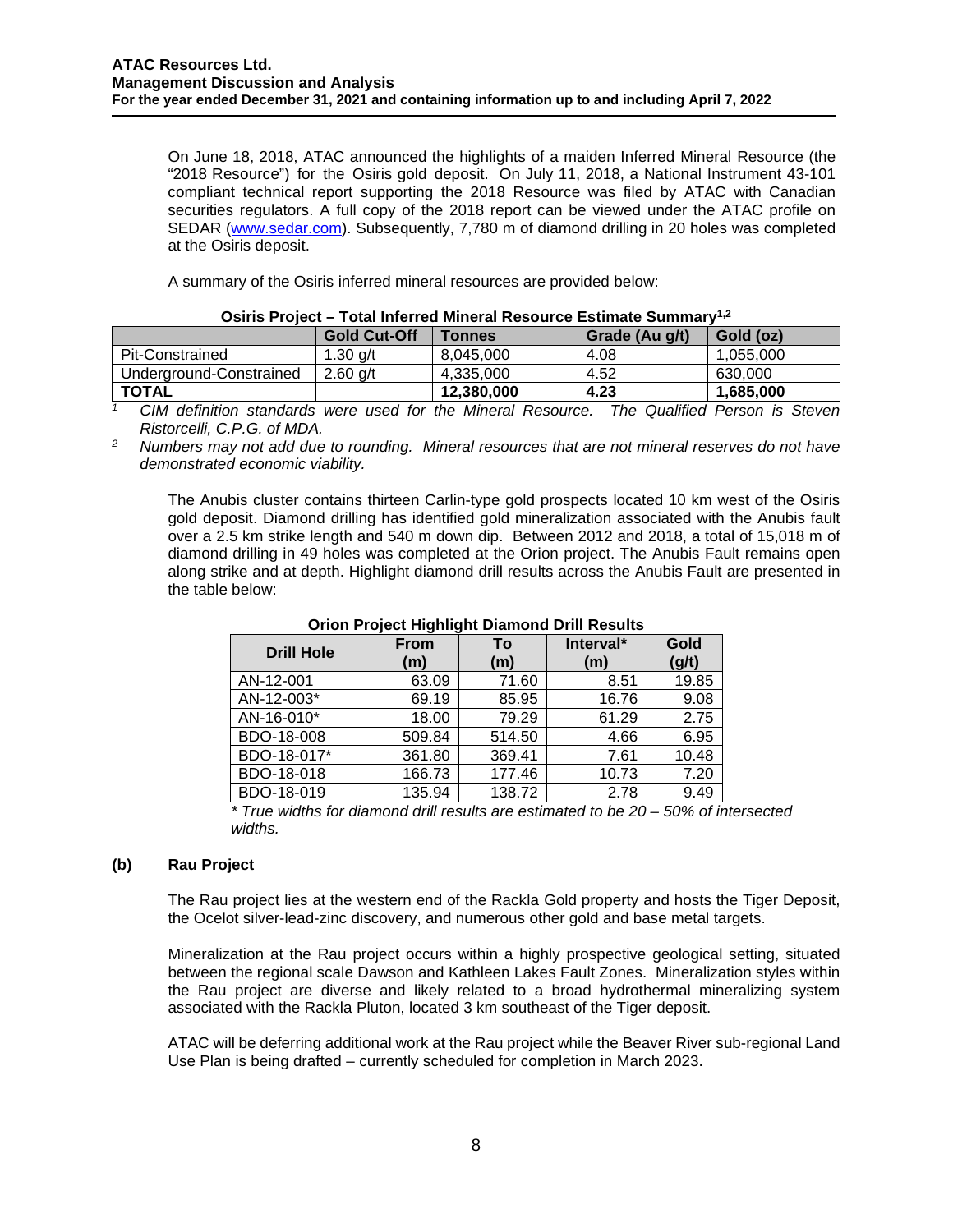On June 18, 2018, ATAC announced the highlights of a maiden Inferred Mineral Resource (the "2018 Resource") for the Osiris gold deposit. On July 11, 2018, a National Instrument 43-101 compliant technical report supporting the 2018 Resource was filed by ATAC with Canadian securities regulators. A full copy of the 2018 report can be viewed under the ATAC profile on SEDAR (www.sedar.com). Subsequently, 7,780 m of diamond drilling in 20 holes was completed at the Osiris deposit.

A summary of the Osiris inferred mineral resources are provided below:

**Osiris Project – Total Inferred Mineral Resource Estimate Summary[1,2]**

| | Gold Cut-Off | Tonnes | Grade (Au g/t) | Gold (oz) |
|---|---|---|---|---|
| Pit-Constrained | 1.30 g/t | 8,045,000 | 4.08 | 1,055,000 |
| Underground-Constrained | 2.60 g/t | 4,335,000 | 4.52 | 630,000 |
| **TOTAL** | | **12,380,000** | **4.23** | **1,685,000** |

[1] *CIM definition standards were used for the Mineral Resource. The Qualified Person is Steven Ristorcelli, C.P.G. of MDA.*

[2] *Numbers may not add due to rounding. Mineral resources that are not mineral reserves do not have demonstrated economic viability.*

The Anubis cluster contains thirteen Carlin-type gold prospects located 10 km west of the Osiris gold deposit. Diamond drilling has identified gold mineralization associated with the Anubis fault over a 2.5 km strike length and 540 m down dip. Between 2012 and 2018, a total of 15,018 m of diamond drilling in 49 holes was completed at the Orion project. The Anubis Fault remains open along strike and at depth. Highlight diamond drill results across the Anubis Fault are presented in the table below:

**Orion Project Highlight Diamond Drill Results**

| Drill Hole | From (m) | To (m) | Interval* (m) | Gold (g/t) |
|---|---|---|---|---|
| AN-12-001 | 63.09 | 71.60 | 8.51 | 19.85 |
| AN-12-003* | 69.19 | 85.95 | 16.76 | 9.08 |
| AN-16-010* | 18.00 | 79.29 | 61.29 | 2.75 |
| BDO-18-008 | 509.84 | 514.50 | 4.66 | 6.95 |
| BDO-18-017* | 361.80 | 369.41 | 7.61 | 10.48 |
| BDO-18-018 | 166.73 | 177.46 | 10.73 | 7.20 |
| BDO-18-019 | 135.94 | 138.72 | 2.78 | 9.49 |

*\* True widths for diamond drill results are estimated to be 20 – 50% of intersected widths.*

### (b) Rau Project

The Rau project lies at the western end of the Rackla Gold property and hosts the Tiger Deposit, the Ocelot silver-lead-zinc discovery, and numerous other gold and base metal targets.

Mineralization at the Rau project occurs within a highly prospective geological setting, situated between the regional scale Dawson and Kathleen Lakes Fault Zones. Mineralization styles within the Rau project are diverse and likely related to a broad hydrothermal mineralizing system associated with the Rackla Pluton, located 3 km southeast of the Tiger deposit.

ATAC will be deferring additional work at the Rau project while the Beaver River sub-regional Land Use Plan is being drafted – currently scheduled for completion in March 2023.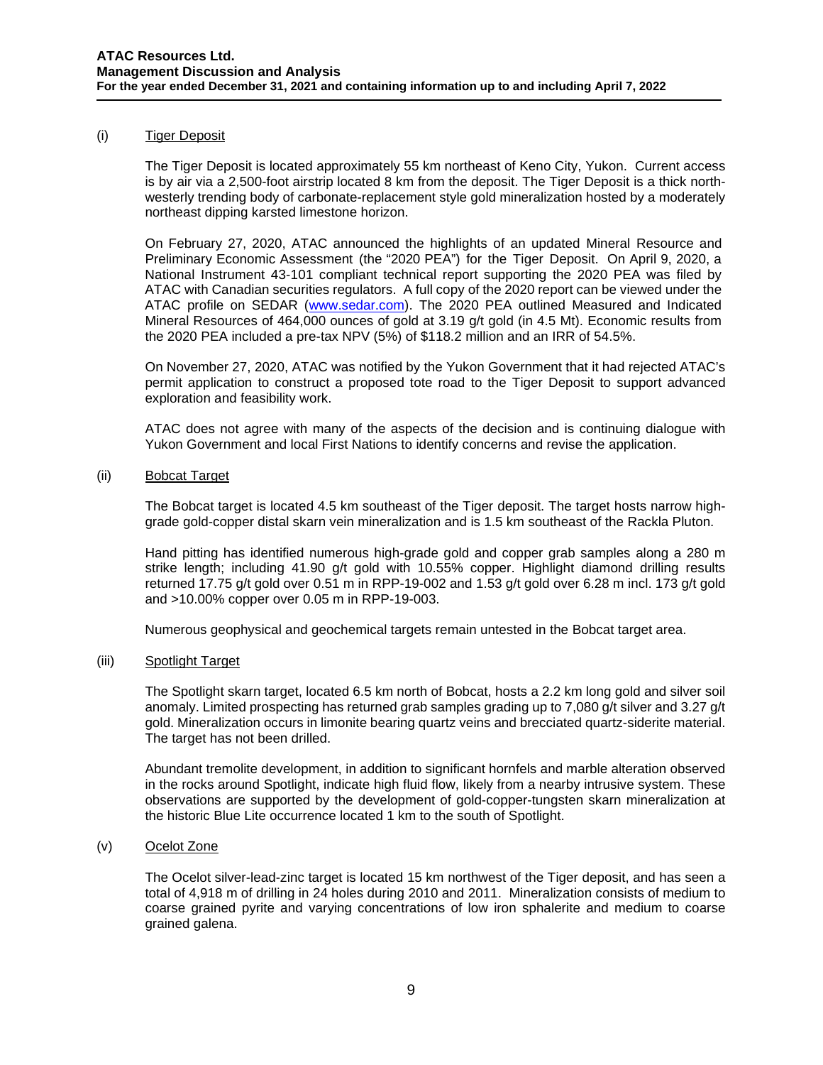### (i) Tiger Deposit

The Tiger Deposit is located approximately 55 km northeast of Keno City, Yukon. Current access is by air via a 2,500-foot airstrip located 8 km from the deposit. The Tiger Deposit is a thick north-westerly trending body of carbonate-replacement style gold mineralization hosted by a moderately northeast dipping karsted limestone horizon.

On February 27, 2020, ATAC announced the highlights of an updated Mineral Resource and Preliminary Economic Assessment (the "2020 PEA") for the Tiger Deposit. On April 9, 2020, a National Instrument 43-101 compliant technical report supporting the 2020 PEA was filed by ATAC with Canadian securities regulators. A full copy of the 2020 report can be viewed under the ATAC profile on SEDAR (www.sedar.com). The 2020 PEA outlined Measured and Indicated Mineral Resources of 464,000 ounces of gold at 3.19 g/t gold (in 4.5 Mt). Economic results from the 2020 PEA included a pre-tax NPV (5%) of $118.2 million and an IRR of 54.5%.

On November 27, 2020, ATAC was notified by the Yukon Government that it had rejected ATAC's permit application to construct a proposed tote road to the Tiger Deposit to support advanced exploration and feasibility work.

ATAC does not agree with many of the aspects of the decision and is continuing dialogue with Yukon Government and local First Nations to identify concerns and revise the application.

### (ii) Bobcat Target

The Bobcat target is located 4.5 km southeast of the Tiger deposit. The target hosts narrow high-grade gold-copper distal skarn vein mineralization and is 1.5 km southeast of the Rackla Pluton.

Hand pitting has identified numerous high-grade gold and copper grab samples along a 280 m strike length; including 41.90 g/t gold with 10.55% copper. Highlight diamond drilling results returned 17.75 g/t gold over 0.51 m in RPP-19-002 and 1.53 g/t gold over 6.28 m incl. 173 g/t gold and >10.00% copper over 0.05 m in RPP-19-003.

Numerous geophysical and geochemical targets remain untested in the Bobcat target area.

### (iii) Spotlight Target

The Spotlight skarn target, located 6.5 km north of Bobcat, hosts a 2.2 km long gold and silver soil anomaly. Limited prospecting has returned grab samples grading up to 7,080 g/t silver and 3.27 g/t gold. Mineralization occurs in limonite bearing quartz veins and brecciated quartz-siderite material. The target has not been drilled.

Abundant tremolite development, in addition to significant hornfels and marble alteration observed in the rocks around Spotlight, indicate high fluid flow, likely from a nearby intrusive system. These observations are supported by the development of gold-copper-tungsten skarn mineralization at the historic Blue Lite occurrence located 1 km to the south of Spotlight.

### (v) Ocelot Zone

The Ocelot silver-lead-zinc target is located 15 km northwest of the Tiger deposit, and has seen a total of 4,918 m of drilling in 24 holes during 2010 and 2011. Mineralization consists of medium to coarse grained pyrite and varying concentrations of low iron sphalerite and medium to coarse grained galena.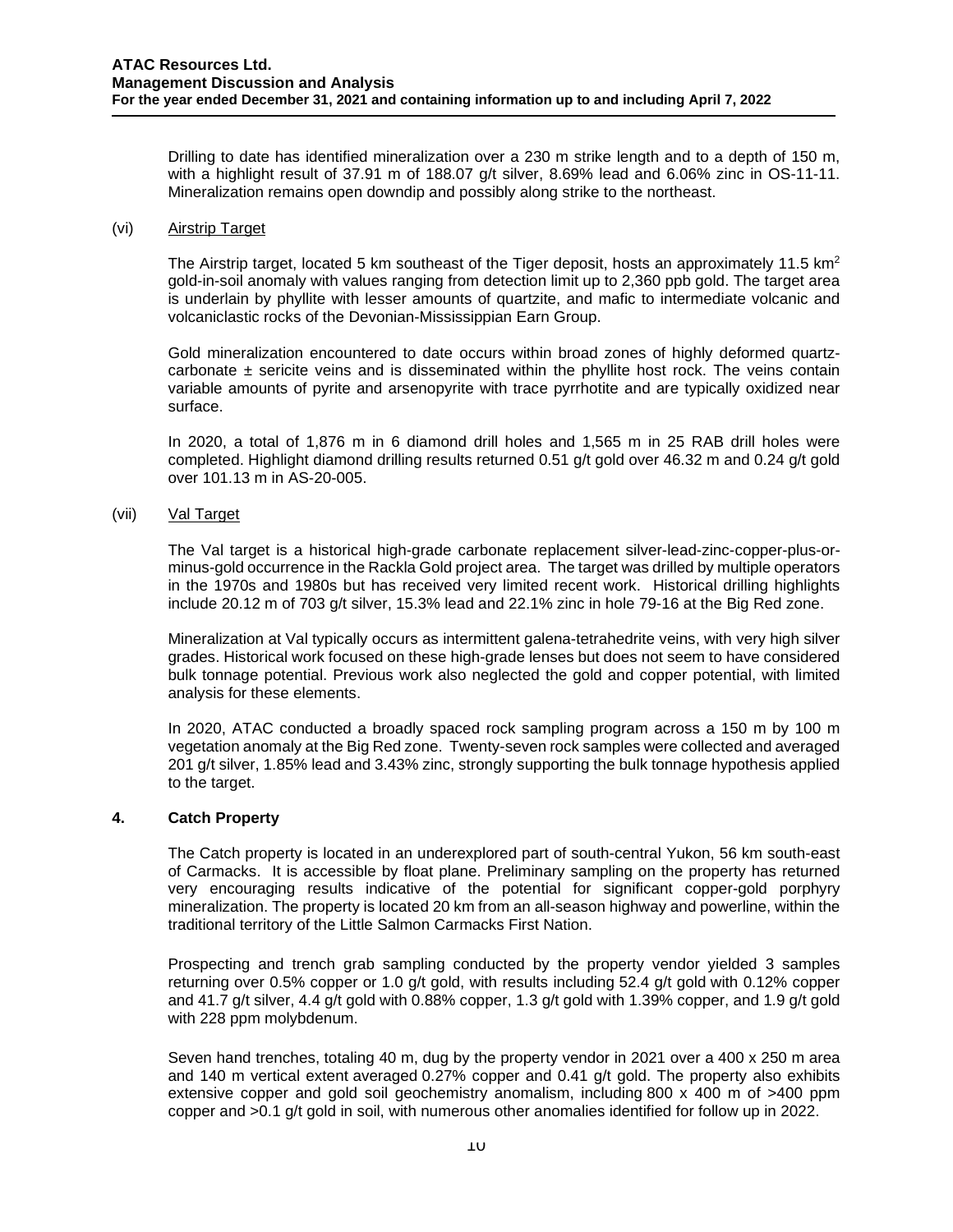Drilling to date has identified mineralization over a 230 m strike length and to a depth of 150 m, with a highlight result of 37.91 m of 188.07 g/t silver, 8.69% lead and 6.06% zinc in OS-11-11. Mineralization remains open downdip and possibly along strike to the northeast.

(vi) Airstrip Target

The Airstrip target, located 5 km southeast of the Tiger deposit, hosts an approximately 11.5 km$^2$ gold-in-soil anomaly with values ranging from detection limit up to 2,360 ppb gold. The target area is underlain by phyllite with lesser amounts of quartzite, and mafic to intermediate volcanic and volcaniclastic rocks of the Devonian-Mississippian Earn Group.

Gold mineralization encountered to date occurs within broad zones of highly deformed quartz-carbonate ± sericite veins and is disseminated within the phyllite host rock. The veins contain variable amounts of pyrite and arsenopyrite with trace pyrrhotite and are typically oxidized near surface.

In 2020, a total of 1,876 m in 6 diamond drill holes and 1,565 m in 25 RAB drill holes were completed. Highlight diamond drilling results returned 0.51 g/t gold over 46.32 m and 0.24 g/t gold over 101.13 m in AS-20-005.

(vii) Val Target

The Val target is a historical high-grade carbonate replacement silver-lead-zinc-copper-plus-or-minus-gold occurrence in the Rackla Gold project area. The target was drilled by multiple operators in the 1970s and 1980s but has received very limited recent work. Historical drilling highlights include 20.12 m of 703 g/t silver, 15.3% lead and 22.1% zinc in hole 79-16 at the Big Red zone.

Mineralization at Val typically occurs as intermittent galena-tetrahedrite veins, with very high silver grades. Historical work focused on these high-grade lenses but does not seem to have considered bulk tonnage potential. Previous work also neglected the gold and copper potential, with limited analysis for these elements.

In 2020, ATAC conducted a broadly spaced rock sampling program across a 150 m by 100 m vegetation anomaly at the Big Red zone. Twenty-seven rock samples were collected and averaged 201 g/t silver, 1.85% lead and 3.43% zinc, strongly supporting the bulk tonnage hypothesis applied to the target.

## 4. Catch Property

The Catch property is located in an underexplored part of south-central Yukon, 56 km south-east of Carmacks. It is accessible by float plane. Preliminary sampling on the property has returned very encouraging results indicative of the potential for significant copper-gold porphyry mineralization. The property is located 20 km from an all-season highway and powerline, within the traditional territory of the Little Salmon Carmacks First Nation.

Prospecting and trench grab sampling conducted by the property vendor yielded 3 samples returning over 0.5% copper or 1.0 g/t gold, with results including 52.4 g/t gold with 0.12% copper and 41.7 g/t silver, 4.4 g/t gold with 0.88% copper, 1.3 g/t gold with 1.39% copper, and 1.9 g/t gold with 228 ppm molybdenum.

Seven hand trenches, totaling 40 m, dug by the property vendor in 2021 over a 400 x 250 m area and 140 m vertical extent averaged 0.27% copper and 0.41 g/t gold. The property also exhibits extensive copper and gold soil geochemistry anomalism, including 800 x 400 m of >400 ppm copper and >0.1 g/t gold in soil, with numerous other anomalies identified for follow up in 2022.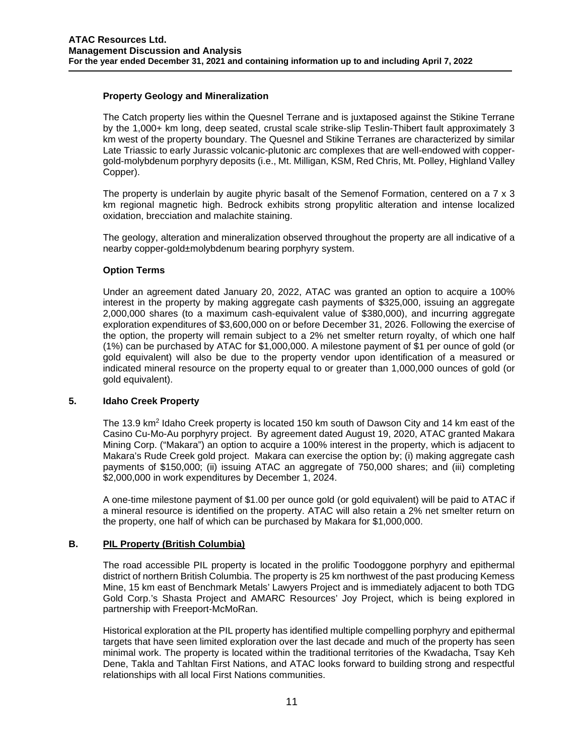### Property Geology and Mineralization

The Catch property lies within the Quesnel Terrane and is juxtaposed against the Stikine Terrane by the 1,000+ km long, deep seated, crustal scale strike-slip Teslin-Thibert fault approximately 3 km west of the property boundary. The Quesnel and Stikine Terranes are characterized by similar Late Triassic to early Jurassic volcanic-plutonic arc complexes that are well-endowed with copper-gold-molybdenum porphyry deposits (i.e., Mt. Milligan, KSM, Red Chris, Mt. Polley, Highland Valley Copper).

The property is underlain by augite phyric basalt of the Semenof Formation, centered on a 7 x 3 km regional magnetic high. Bedrock exhibits strong propylitic alteration and intense localized oxidation, brecciation and malachite staining.

The geology, alteration and mineralization observed throughout the property are all indicative of a nearby copper-gold±molybdenum bearing porphyry system.

### Option Terms

Under an agreement dated January 20, 2022, ATAC was granted an option to acquire a 100% interest in the property by making aggregate cash payments of \$325,000, issuing an aggregate 2,000,000 shares (to a maximum cash-equivalent value of \$380,000), and incurring aggregate exploration expenditures of \$3,600,000 on or before December 31, 2026. Following the exercise of the option, the property will remain subject to a 2% net smelter return royalty, of which one half (1%) can be purchased by ATAC for \$1,000,000. A milestone payment of \$1 per ounce of gold (or gold equivalent) will also be due to the property vendor upon identification of a measured or indicated mineral resource on the property equal to or greater than 1,000,000 ounces of gold (or gold equivalent).

## 5. Idaho Creek Property

The 13.9 km$^2$ Idaho Creek property is located 150 km south of Dawson City and 14 km east of the Casino Cu-Mo-Au porphyry project. By agreement dated August 19, 2020, ATAC granted Makara Mining Corp. ("Makara") an option to acquire a 100% interest in the property, which is adjacent to Makara's Rude Creek gold project. Makara can exercise the option by; (i) making aggregate cash payments of \$150,000; (ii) issuing ATAC an aggregate of 750,000 shares; and (iii) completing \$2,000,000 in work expenditures by December 1, 2024.

A one-time milestone payment of \$1.00 per ounce gold (or gold equivalent) will be paid to ATAC if a mineral resource is identified on the property. ATAC will also retain a 2% net smelter return on the property, one half of which can be purchased by Makara for \$1,000,000.

## B. <u>PIL Property (British Columbia)</u>

The road accessible PIL property is located in the prolific Toodoggone porphyry and epithermal district of northern British Columbia. The property is 25 km northwest of the past producing Kemess Mine, 15 km east of Benchmark Metals' Lawyers Project and is immediately adjacent to both TDG Gold Corp.'s Shasta Project and AMARC Resources' Joy Project, which is being explored in partnership with Freeport-McMoRan.

Historical exploration at the PIL property has identified multiple compelling porphyry and epithermal targets that have seen limited exploration over the last decade and much of the property has seen minimal work. The property is located within the traditional territories of the Kwadacha, Tsay Keh Dene, Takla and Tahltan First Nations, and ATAC looks forward to building strong and respectful relationships with all local First Nations communities.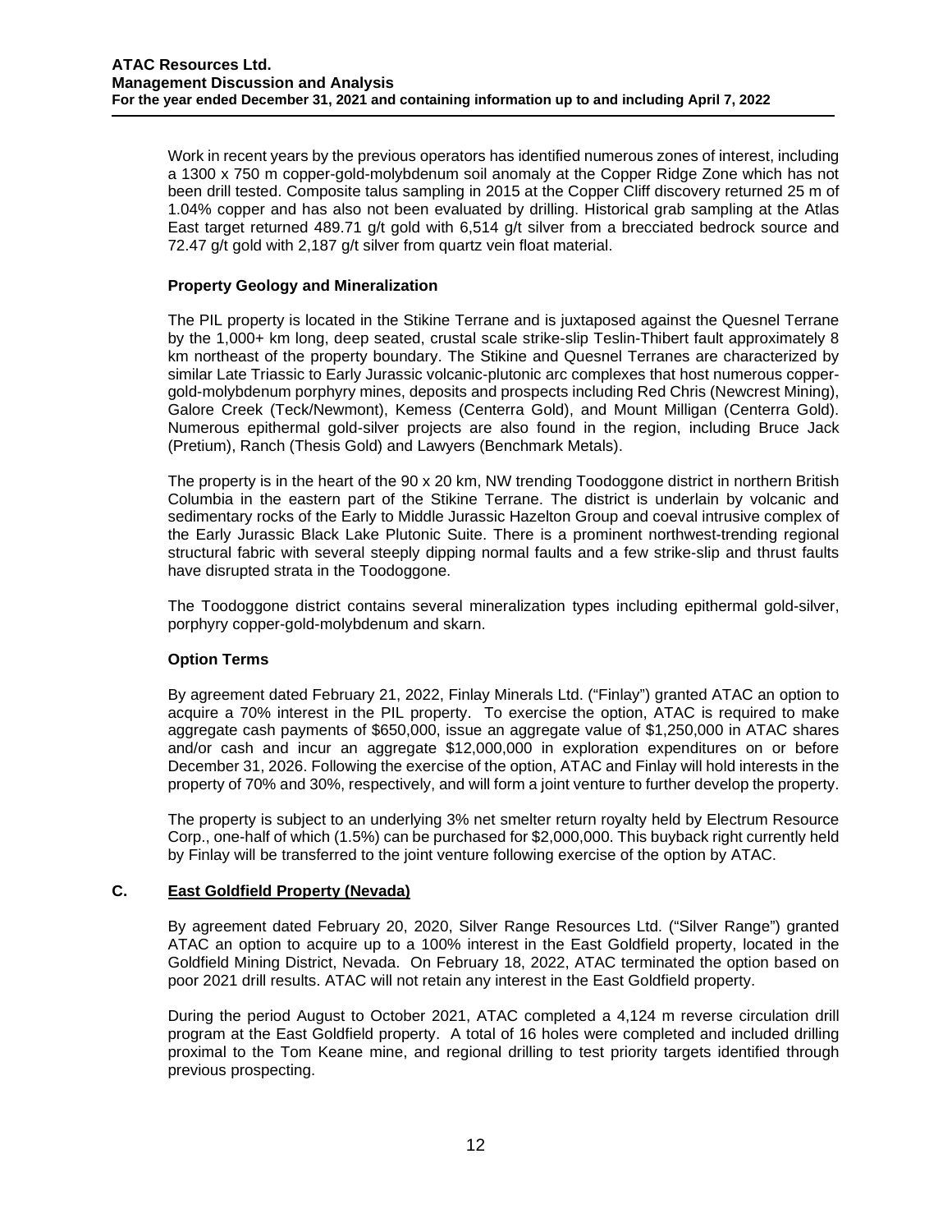Work in recent years by the previous operators has identified numerous zones of interest, including a 1300 x 750 m copper-gold-molybdenum soil anomaly at the Copper Ridge Zone which has not been drill tested. Composite talus sampling in 2015 at the Copper Cliff discovery returned 25 m of 1.04% copper and has also not been evaluated by drilling. Historical grab sampling at the Atlas East target returned 489.71 g/t gold with 6,514 g/t silver from a brecciated bedrock source and 72.47 g/t gold with 2,187 g/t silver from quartz vein float material.

### Property Geology and Mineralization

The PIL property is located in the Stikine Terrane and is juxtaposed against the Quesnel Terrane by the 1,000+ km long, deep seated, crustal scale strike-slip Teslin-Thibert fault approximately 8 km northeast of the property boundary. The Stikine and Quesnel Terranes are characterized by similar Late Triassic to Early Jurassic volcanic-plutonic arc complexes that host numerous copper-gold-molybdenum porphyry mines, deposits and prospects including Red Chris (Newcrest Mining), Galore Creek (Teck/Newmont), Kemess (Centerra Gold), and Mount Milligan (Centerra Gold). Numerous epithermal gold-silver projects are also found in the region, including Bruce Jack (Pretium), Ranch (Thesis Gold) and Lawyers (Benchmark Metals).

The property is in the heart of the 90 x 20 km, NW trending Toodoggone district in northern British Columbia in the eastern part of the Stikine Terrane. The district is underlain by volcanic and sedimentary rocks of the Early to Middle Jurassic Hazelton Group and coeval intrusive complex of the Early Jurassic Black Lake Plutonic Suite. There is a prominent northwest-trending regional structural fabric with several steeply dipping normal faults and a few strike-slip and thrust faults have disrupted strata in the Toodoggone.

The Toodoggone district contains several mineralization types including epithermal gold-silver, porphyry copper-gold-molybdenum and skarn.

### Option Terms

By agreement dated February 21, 2022, Finlay Minerals Ltd. ("Finlay") granted ATAC an option to acquire a 70% interest in the PIL property. To exercise the option, ATAC is required to make aggregate cash payments of $650,000, issue an aggregate value of $1,250,000 in ATAC shares and/or cash and incur an aggregate $12,000,000 in exploration expenditures on or before December 31, 2026. Following the exercise of the option, ATAC and Finlay will hold interests in the property of 70% and 30%, respectively, and will form a joint venture to further develop the property.

The property is subject to an underlying 3% net smelter return royalty held by Electrum Resource Corp., one-half of which (1.5%) can be purchased for $2,000,000. This buyback right currently held by Finlay will be transferred to the joint venture following exercise of the option by ATAC.

## C. East Goldfield Property (Nevada)

By agreement dated February 20, 2020, Silver Range Resources Ltd. ("Silver Range") granted ATAC an option to acquire up to a 100% interest in the East Goldfield property, located in the Goldfield Mining District, Nevada. On February 18, 2022, ATAC terminated the option based on poor 2021 drill results. ATAC will not retain any interest in the East Goldfield property.

During the period August to October 2021, ATAC completed a 4,124 m reverse circulation drill program at the East Goldfield property. A total of 16 holes were completed and included drilling proximal to the Tom Keane mine, and regional drilling to test priority targets identified through previous prospecting.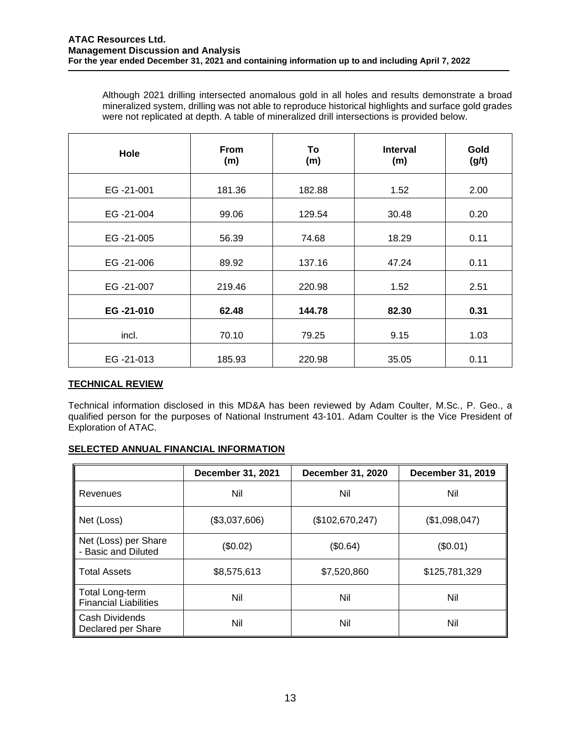Although 2021 drilling intersected anomalous gold in all holes and results demonstrate a broad mineralized system, drilling was not able to reproduce historical highlights and surface gold grades were not replicated at depth. A table of mineralized drill intersections is provided below.

| Hole | From (m) | To (m) | Interval (m) | Gold (g/t) |
|---|---|---|---|---|
| EG -21-001 | 181.36 | 182.88 | 1.52 | 2.00 |
| EG -21-004 | 99.06 | 129.54 | 30.48 | 0.20 |
| EG -21-005 | 56.39 | 74.68 | 18.29 | 0.11 |
| EG -21-006 | 89.92 | 137.16 | 47.24 | 0.11 |
| EG -21-007 | 219.46 | 220.98 | 1.52 | 2.51 |
| **EG -21-010** | **62.48** | **144.78** | **82.30** | **0.31** |
| incl. | 70.10 | 79.25 | 9.15 | 1.03 |
| EG -21-013 | 185.93 | 220.98 | 35.05 | 0.11 |

## TECHNICAL REVIEW

Technical information disclosed in this MD&A has been reviewed by Adam Coulter, M.Sc., P. Geo., a qualified person for the purposes of National Instrument 43-101. Adam Coulter is the Vice President of Exploration of ATAC.

## SELECTED ANNUAL FINANCIAL INFORMATION

| | December 31, 2021 | December 31, 2020 | December 31, 2019 |
|---|---|---|---|
| Revenues | Nil | Nil | Nil |
| Net (Loss) | ($3,037,606) | ($102,670,247) | ($1,098,047) |
| Net (Loss) per Share - Basic and Diluted | ($0.02) | ($0.64) | ($0.01) |
| Total Assets | $8,575,613 | $7,520,860 | $125,781,329 |
| Total Long-term Financial Liabilities | Nil | Nil | Nil |
| Cash Dividends Declared per Share | Nil | Nil | Nil |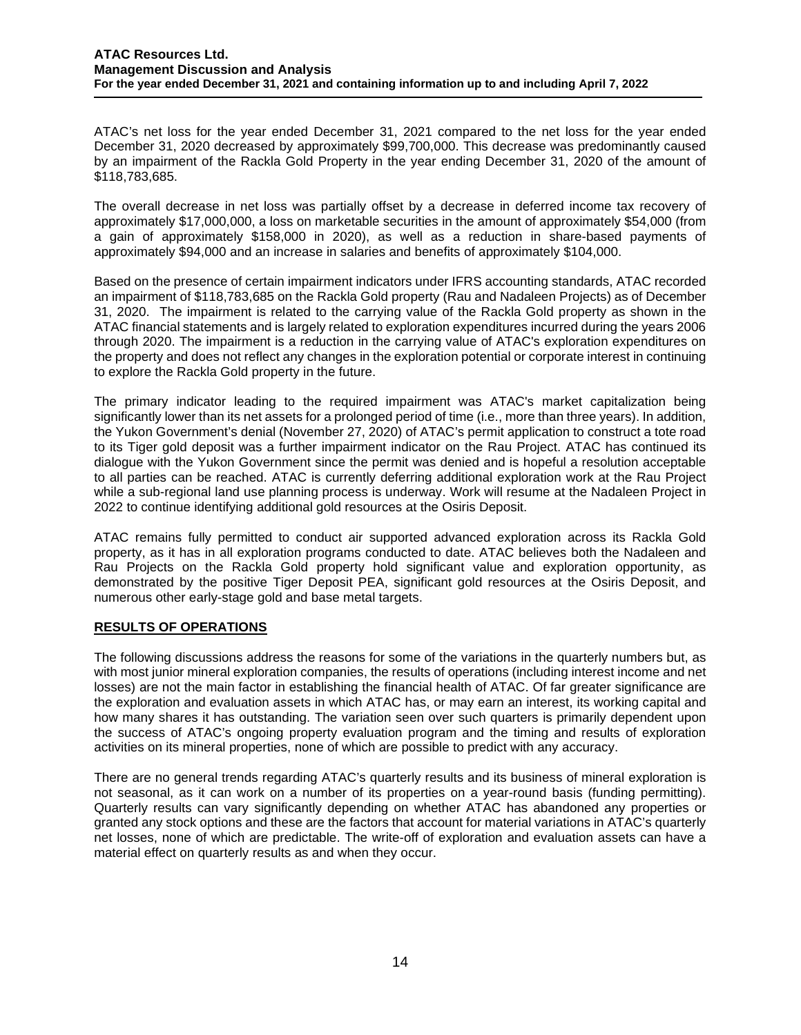ATAC's net loss for the year ended December 31, 2021 compared to the net loss for the year ended December 31, 2020 decreased by approximately $99,700,000. This decrease was predominantly caused by an impairment of the Rackla Gold Property in the year ending December 31, 2020 of the amount of $118,783,685.

The overall decrease in net loss was partially offset by a decrease in deferred income tax recovery of approximately $17,000,000, a loss on marketable securities in the amount of approximately $54,000 (from a gain of approximately $158,000 in 2020), as well as a reduction in share-based payments of approximately $94,000 and an increase in salaries and benefits of approximately $104,000.

Based on the presence of certain impairment indicators under IFRS accounting standards, ATAC recorded an impairment of $118,783,685 on the Rackla Gold property (Rau and Nadaleen Projects) as of December 31, 2020. The impairment is related to the carrying value of the Rackla Gold property as shown in the ATAC financial statements and is largely related to exploration expenditures incurred during the years 2006 through 2020. The impairment is a reduction in the carrying value of ATAC's exploration expenditures on the property and does not reflect any changes in the exploration potential or corporate interest in continuing to explore the Rackla Gold property in the future.

The primary indicator leading to the required impairment was ATAC's market capitalization being significantly lower than its net assets for a prolonged period of time (i.e., more than three years). In addition, the Yukon Government's denial (November 27, 2020) of ATAC's permit application to construct a tote road to its Tiger gold deposit was a further impairment indicator on the Rau Project. ATAC has continued its dialogue with the Yukon Government since the permit was denied and is hopeful a resolution acceptable to all parties can be reached. ATAC is currently deferring additional exploration work at the Rau Project while a sub-regional land use planning process is underway. Work will resume at the Nadaleen Project in 2022 to continue identifying additional gold resources at the Osiris Deposit.

ATAC remains fully permitted to conduct air supported advanced exploration across its Rackla Gold property, as it has in all exploration programs conducted to date. ATAC believes both the Nadaleen and Rau Projects on the Rackla Gold property hold significant value and exploration opportunity, as demonstrated by the positive Tiger Deposit PEA, significant gold resources at the Osiris Deposit, and numerous other early-stage gold and base metal targets.

## RESULTS OF OPERATIONS

The following discussions address the reasons for some of the variations in the quarterly numbers but, as with most junior mineral exploration companies, the results of operations (including interest income and net losses) are not the main factor in establishing the financial health of ATAC. Of far greater significance are the exploration and evaluation assets in which ATAC has, or may earn an interest, its working capital and how many shares it has outstanding. The variation seen over such quarters is primarily dependent upon the success of ATAC's ongoing property evaluation program and the timing and results of exploration activities on its mineral properties, none of which are possible to predict with any accuracy.

There are no general trends regarding ATAC's quarterly results and its business of mineral exploration is not seasonal, as it can work on a number of its properties on a year-round basis (funding permitting). Quarterly results can vary significantly depending on whether ATAC has abandoned any properties or granted any stock options and these are the factors that account for material variations in ATAC's quarterly net losses, none of which are predictable. The write-off of exploration and evaluation assets can have a material effect on quarterly results as and when they occur.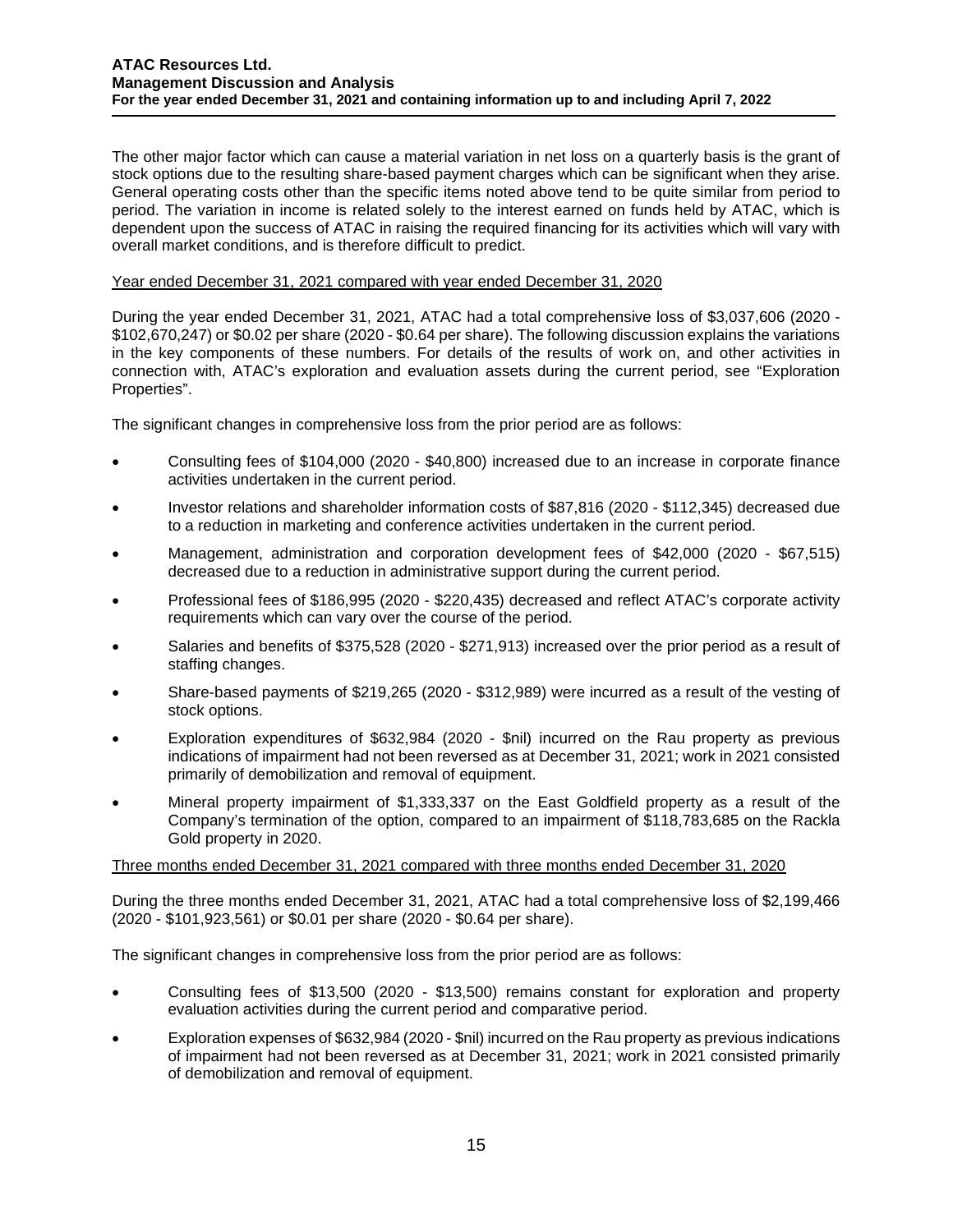The other major factor which can cause a material variation in net loss on a quarterly basis is the grant of stock options due to the resulting share-based payment charges which can be significant when they arise. General operating costs other than the specific items noted above tend to be quite similar from period to period. The variation in income is related solely to the interest earned on funds held by ATAC, which is dependent upon the success of ATAC in raising the required financing for its activities which will vary with overall market conditions, and is therefore difficult to predict.

Year ended December 31, 2021 compared with year ended December 31, 2020

During the year ended December 31, 2021, ATAC had a total comprehensive loss of $3,037,606 (2020 - $102,670,247) or $0.02 per share (2020 - $0.64 per share). The following discussion explains the variations in the key components of these numbers. For details of the results of work on, and other activities in connection with, ATAC's exploration and evaluation assets during the current period, see "Exploration Properties".

The significant changes in comprehensive loss from the prior period are as follows:

- Consulting fees of $104,000 (2020 - $40,800) increased due to an increase in corporate finance activities undertaken in the current period.
- Investor relations and shareholder information costs of $87,816 (2020 - $112,345) decreased due to a reduction in marketing and conference activities undertaken in the current period.
- Management, administration and corporation development fees of $42,000 (2020 - $67,515) decreased due to a reduction in administrative support during the current period.
- Professional fees of $186,995 (2020 - $220,435) decreased and reflect ATAC's corporate activity requirements which can vary over the course of the period.
- Salaries and benefits of $375,528 (2020 - $271,913) increased over the prior period as a result of staffing changes.
- Share-based payments of $219,265 (2020 - $312,989) were incurred as a result of the vesting of stock options.
- Exploration expenditures of $632,984 (2020 - $nil) incurred on the Rau property as previous indications of impairment had not been reversed as at December 31, 2021; work in 2021 consisted primarily of demobilization and removal of equipment.
- Mineral property impairment of $1,333,337 on the East Goldfield property as a result of the Company's termination of the option, compared to an impairment of $118,783,685 on the Rackla Gold property in 2020.

Three months ended December 31, 2021 compared with three months ended December 31, 2020

During the three months ended December 31, 2021, ATAC had a total comprehensive loss of $2,199,466 (2020 - $101,923,561) or $0.01 per share (2020 - $0.64 per share).

The significant changes in comprehensive loss from the prior period are as follows:

- Consulting fees of $13,500 (2020 - $13,500) remains constant for exploration and property evaluation activities during the current period and comparative period.
- Exploration expenses of $632,984 (2020 - $nil) incurred on the Rau property as previous indications of impairment had not been reversed as at December 31, 2021; work in 2021 consisted primarily of demobilization and removal of equipment.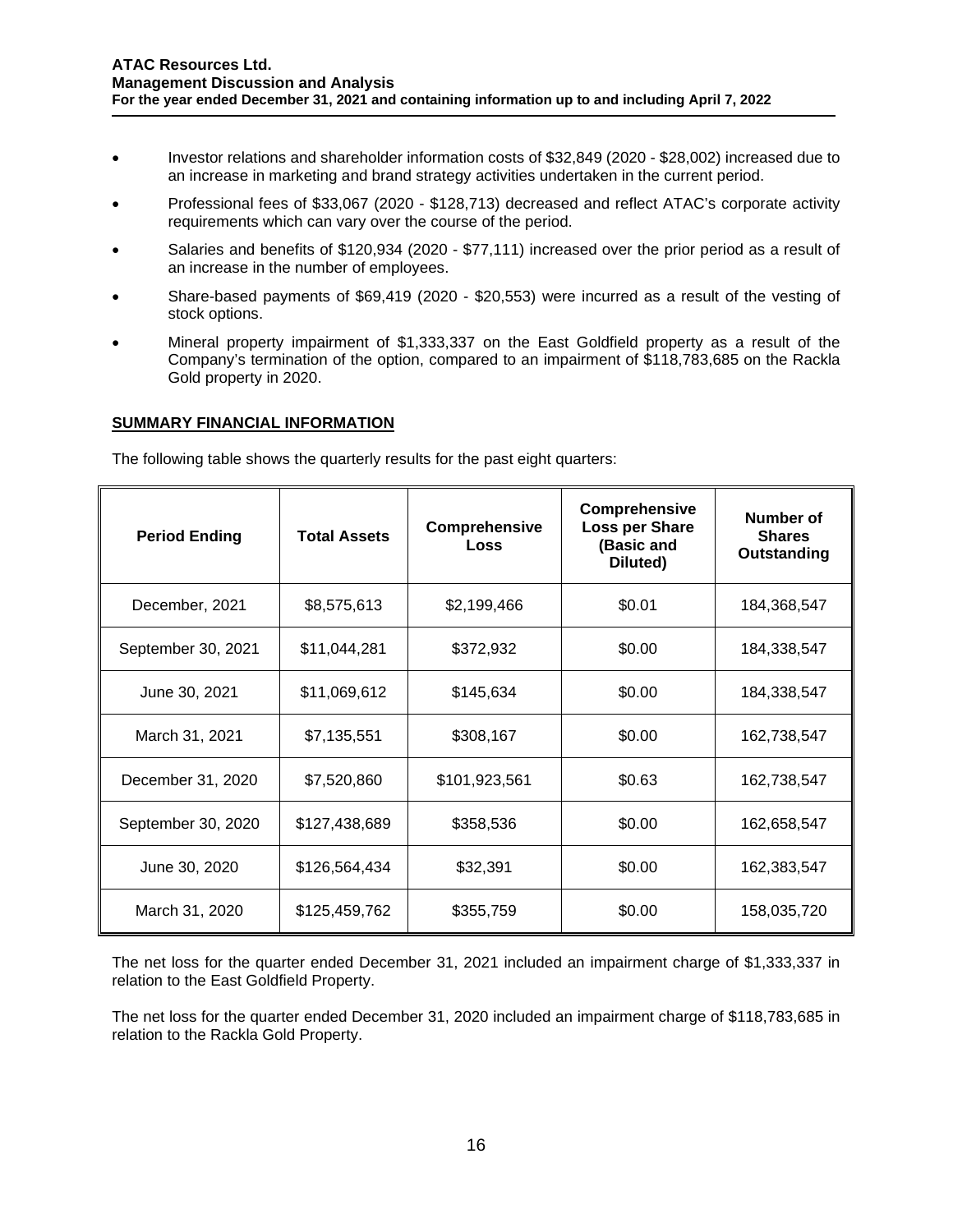- Investor relations and shareholder information costs of $32,849 (2020 - $28,002) increased due to an increase in marketing and brand strategy activities undertaken in the current period.
- Professional fees of $33,067 (2020 - $128,713) decreased and reflect ATAC's corporate activity requirements which can vary over the course of the period.
- Salaries and benefits of $120,934 (2020 - $77,111) increased over the prior period as a result of an increase in the number of employees.
- Share-based payments of $69,419 (2020 - $20,553) were incurred as a result of the vesting of stock options.
- Mineral property impairment of $1,333,337 on the East Goldfield property as a result of the Company's termination of the option, compared to an impairment of $118,783,685 on the Rackla Gold property in 2020.

## SUMMARY FINANCIAL INFORMATION

The following table shows the quarterly results for the past eight quarters:

| Period Ending | Total Assets | Comprehensive Loss | Comprehensive Loss per Share (Basic and Diluted) | Number of Shares Outstanding |
|---|---|---|---|---|
| December, 2021 | $8,575,613 | $2,199,466 | $0.01 | 184,368,547 |
| September 30, 2021 | $11,044,281 | $372,932 | $0.00 | 184,338,547 |
| June 30, 2021 | $11,069,612 | $145,634 | $0.00 | 184,338,547 |
| March 31, 2021 | $7,135,551 | $308,167 | $0.00 | 162,738,547 |
| December 31, 2020 | $7,520,860 | $101,923,561 | $0.63 | 162,738,547 |
| September 30, 2020 | $127,438,689 | $358,536 | $0.00 | 162,658,547 |
| June 30, 2020 | $126,564,434 | $32,391 | $0.00 | 162,383,547 |
| March 31, 2020 | $125,459,762 | $355,759 | $0.00 | 158,035,720 |

The net loss for the quarter ended December 31, 2021 included an impairment charge of $1,333,337 in relation to the East Goldfield Property.

The net loss for the quarter ended December 31, 2020 included an impairment charge of $118,783,685 in relation to the Rackla Gold Property.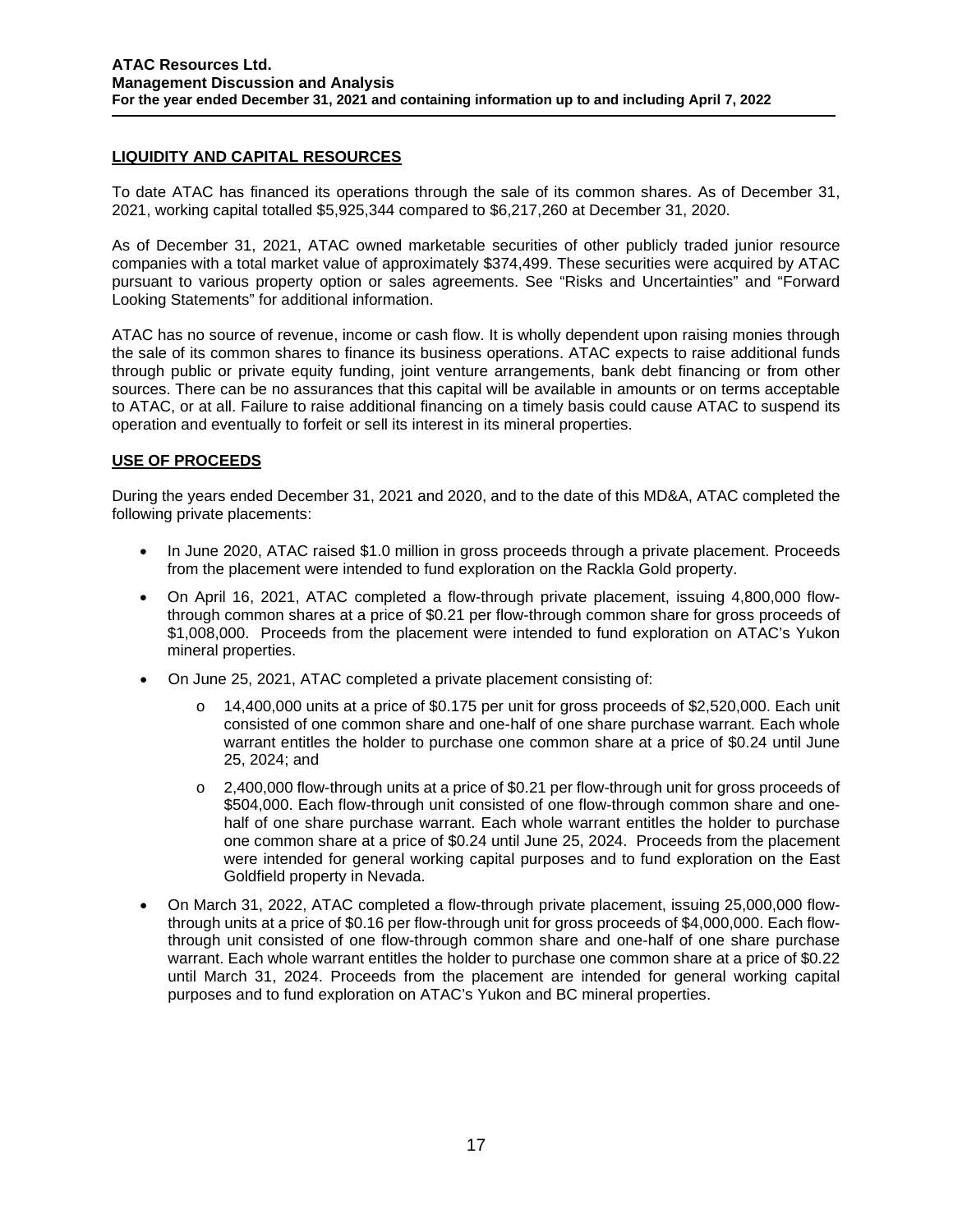## LIQUIDITY AND CAPITAL RESOURCES

To date ATAC has financed its operations through the sale of its common shares. As of December 31, 2021, working capital totalled $5,925,344 compared to $6,217,260 at December 31, 2020.

As of December 31, 2021, ATAC owned marketable securities of other publicly traded junior resource companies with a total market value of approximately $374,499. These securities were acquired by ATAC pursuant to various property option or sales agreements. See "Risks and Uncertainties" and "Forward Looking Statements" for additional information.

ATAC has no source of revenue, income or cash flow. It is wholly dependent upon raising monies through the sale of its common shares to finance its business operations. ATAC expects to raise additional funds through public or private equity funding, joint venture arrangements, bank debt financing or from other sources. There can be no assurances that this capital will be available in amounts or on terms acceptable to ATAC, or at all. Failure to raise additional financing on a timely basis could cause ATAC to suspend its operation and eventually to forfeit or sell its interest in its mineral properties.

## USE OF PROCEEDS

During the years ended December 31, 2021 and 2020, and to the date of this MD&A, ATAC completed the following private placements:

- In June 2020, ATAC raised $1.0 million in gross proceeds through a private placement. Proceeds from the placement were intended to fund exploration on the Rackla Gold property.
- On April 16, 2021, ATAC completed a flow-through private placement, issuing 4,800,000 flow-through common shares at a price of $0.21 per flow-through common share for gross proceeds of $1,008,000. Proceeds from the placement were intended to fund exploration on ATAC's Yukon mineral properties.
- On June 25, 2021, ATAC completed a private placement consisting of:
    - 14,400,000 units at a price of $0.175 per unit for gross proceeds of $2,520,000. Each unit consisted of one common share and one-half of one share purchase warrant. Each whole warrant entitles the holder to purchase one common share at a price of $0.24 until June 25, 2024; and
    - 2,400,000 flow-through units at a price of $0.21 per flow-through unit for gross proceeds of $504,000. Each flow-through unit consisted of one flow-through common share and one-half of one share purchase warrant. Each whole warrant entitles the holder to purchase one common share at a price of $0.24 until June 25, 2024. Proceeds from the placement were intended for general working capital purposes and to fund exploration on the East Goldfield property in Nevada.
- On March 31, 2022, ATAC completed a flow-through private placement, issuing 25,000,000 flow-through units at a price of $0.16 per flow-through unit for gross proceeds of $4,000,000. Each flow-through unit consisted of one flow-through common share and one-half of one share purchase warrant. Each whole warrant entitles the holder to purchase one common share at a price of $0.22 until March 31, 2024. Proceeds from the placement are intended for general working capital purposes and to fund exploration on ATAC's Yukon and BC mineral properties.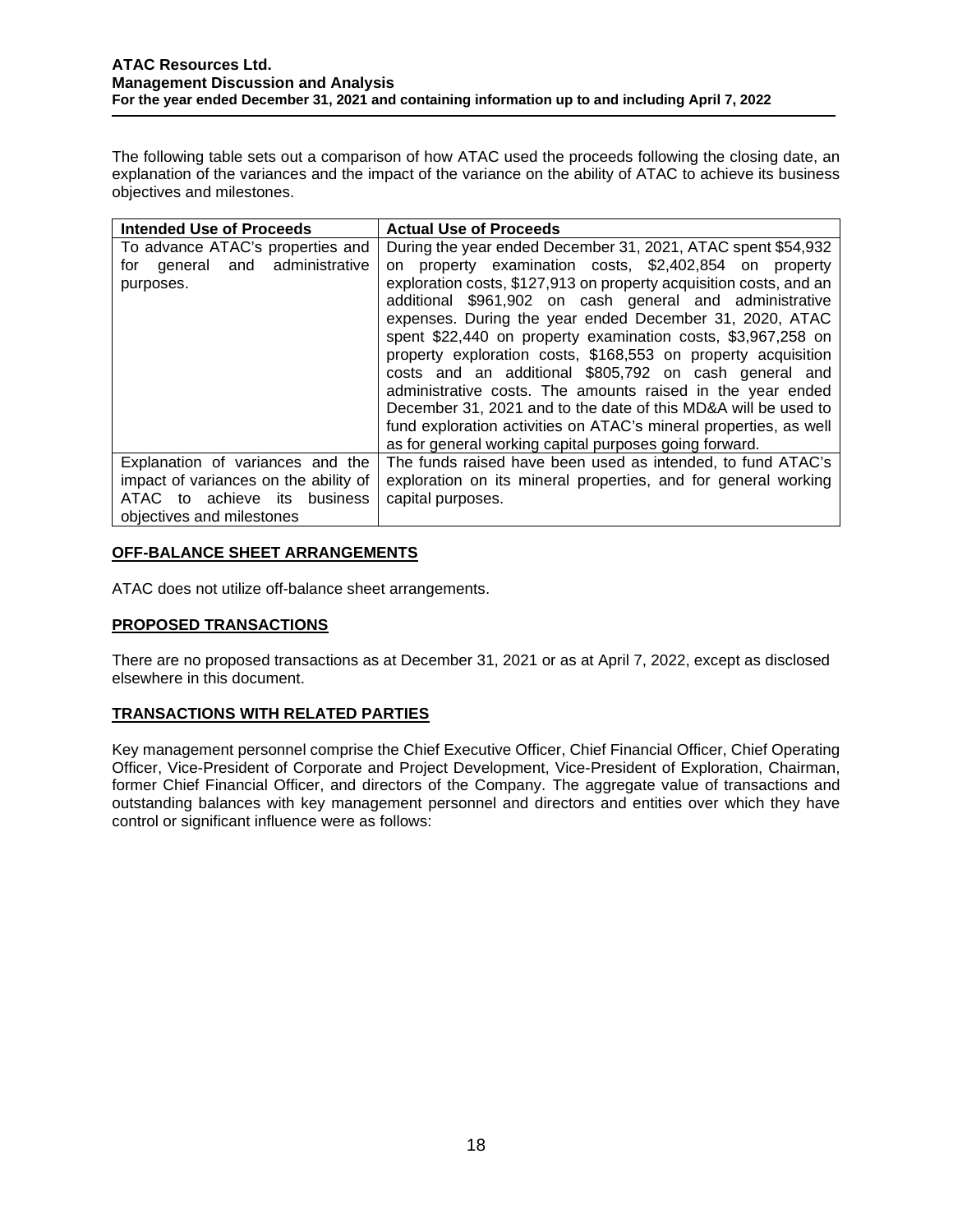The following table sets out a comparison of how ATAC used the proceeds following the closing date, an explanation of the variances and the impact of the variance on the ability of ATAC to achieve its business objectives and milestones.

| Intended Use of Proceeds | Actual Use of Proceeds |
| --- | --- |
| To advance ATAC's properties and for general and administrative purposes. | During the year ended December 31, 2021, ATAC spent $54,932 on property examination costs, $2,402,854 on property exploration costs, $127,913 on property acquisition costs, and an additional $961,902 on cash general and administrative expenses. During the year ended December 31, 2020, ATAC spent $22,440 on property examination costs, $3,967,258 on property exploration costs, $168,553 on property acquisition costs and an additional $805,792 on cash general and administrative costs. The amounts raised in the year ended December 31, 2021 and to the date of this MD&A will be used to fund exploration activities on ATAC's mineral properties, as well as for general working capital purposes going forward. |
| Explanation of variances and the impact of variances on the ability of ATAC to achieve its business objectives and milestones | The funds raised have been used as intended, to fund ATAC's exploration on its mineral properties, and for general working capital purposes. |

## OFF-BALANCE SHEET ARRANGEMENTS

ATAC does not utilize off-balance sheet arrangements.

## PROPOSED TRANSACTIONS

There are no proposed transactions as at December 31, 2021 or as at April 7, 2022, except as disclosed elsewhere in this document.

## TRANSACTIONS WITH RELATED PARTIES

Key management personnel comprise the Chief Executive Officer, Chief Financial Officer, Chief Operating Officer, Vice-President of Corporate and Project Development, Vice-President of Exploration, Chairman, former Chief Financial Officer, and directors of the Company. The aggregate value of transactions and outstanding balances with key management personnel and directors and entities over which they have control or significant influence were as follows: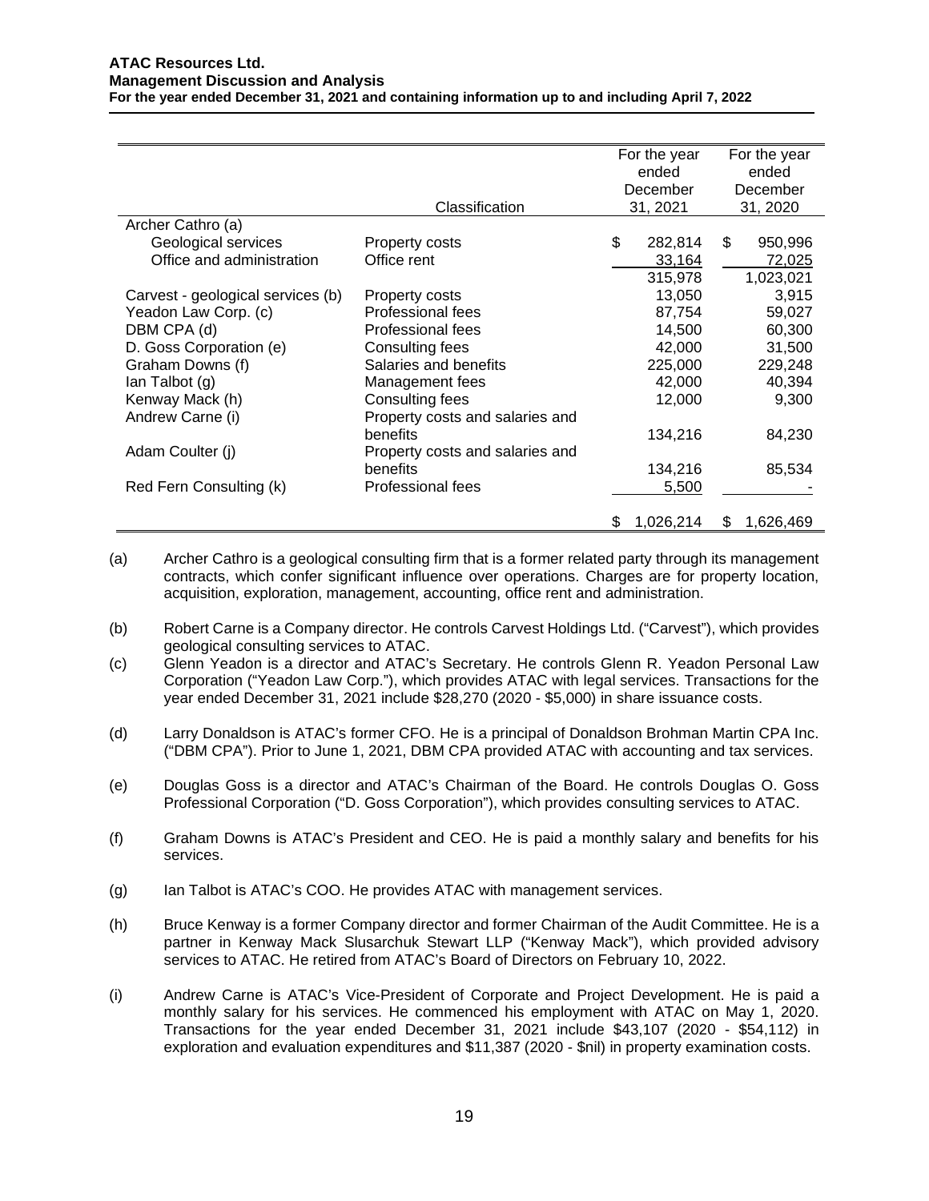| | Classification | For the year ended December 31, 2021 | For the year ended December 31, 2020 |
|---|---|---|---|
| Archer Cathro (a) | | | |
| Geological services | Property costs | $ 282,814 | $ 950,996 |
| Office and administration | Office rent | 33,164 | 72,025 |
| | | 315,978 | 1,023,021 |
| Carvest - geological services (b) | Property costs | 13,050 | 3,915 |
| Yeadon Law Corp. (c) | Professional fees | 87,754 | 59,027 |
| DBM CPA (d) | Professional fees | 14,500 | 60,300 |
| D. Goss Corporation (e) | Consulting fees | 42,000 | 31,500 |
| Graham Downs (f) | Salaries and benefits | 225,000 | 229,248 |
| Ian Talbot (g) | Management fees | 42,000 | 40,394 |
| Kenway Mack (h) | Consulting fees | 12,000 | 9,300 |
| Andrew Carne (i) | Property costs and salaries and benefits | 134,216 | 84,230 |
| Adam Coulter (j) | Property costs and salaries and benefits | 134,216 | 85,534 |
| Red Fern Consulting (k) | Professional fees | 5,500 | - |
| | | $ 1,026,214 | $ 1,626,469 |

(a) Archer Cathro is a geological consulting firm that is a former related party through its management contracts, which confer significant influence over operations. Charges are for property location, acquisition, exploration, management, accounting, office rent and administration.

(b) Robert Carne is a Company director. He controls Carvest Holdings Ltd. ("Carvest"), which provides geological consulting services to ATAC.

(c) Glenn Yeadon is a director and ATAC's Secretary. He controls Glenn R. Yeadon Personal Law Corporation ("Yeadon Law Corp."), which provides ATAC with legal services. Transactions for the year ended December 31, 2021 include $28,270 (2020 - $5,000) in share issuance costs.

(d) Larry Donaldson is ATAC's former CFO. He is a principal of Donaldson Brohman Martin CPA Inc. ("DBM CPA"). Prior to June 1, 2021, DBM CPA provided ATAC with accounting and tax services.

(e) Douglas Goss is a director and ATAC's Chairman of the Board. He controls Douglas O. Goss Professional Corporation ("D. Goss Corporation"), which provides consulting services to ATAC.

(f) Graham Downs is ATAC's President and CEO. He is paid a monthly salary and benefits for his services.

(g) Ian Talbot is ATAC's COO. He provides ATAC with management services.

(h) Bruce Kenway is a former Company director and former Chairman of the Audit Committee. He is a partner in Kenway Mack Slusarchuk Stewart LLP ("Kenway Mack"), which provided advisory services to ATAC. He retired from ATAC's Board of Directors on February 10, 2022.

(i) Andrew Carne is ATAC's Vice-President of Corporate and Project Development. He is paid a monthly salary for his services. He commenced his employment with ATAC on May 1, 2020. Transactions for the year ended December 31, 2021 include $43,107 (2020 - $54,112) in exploration and evaluation expenditures and $11,387 (2020 - $nil) in property examination costs.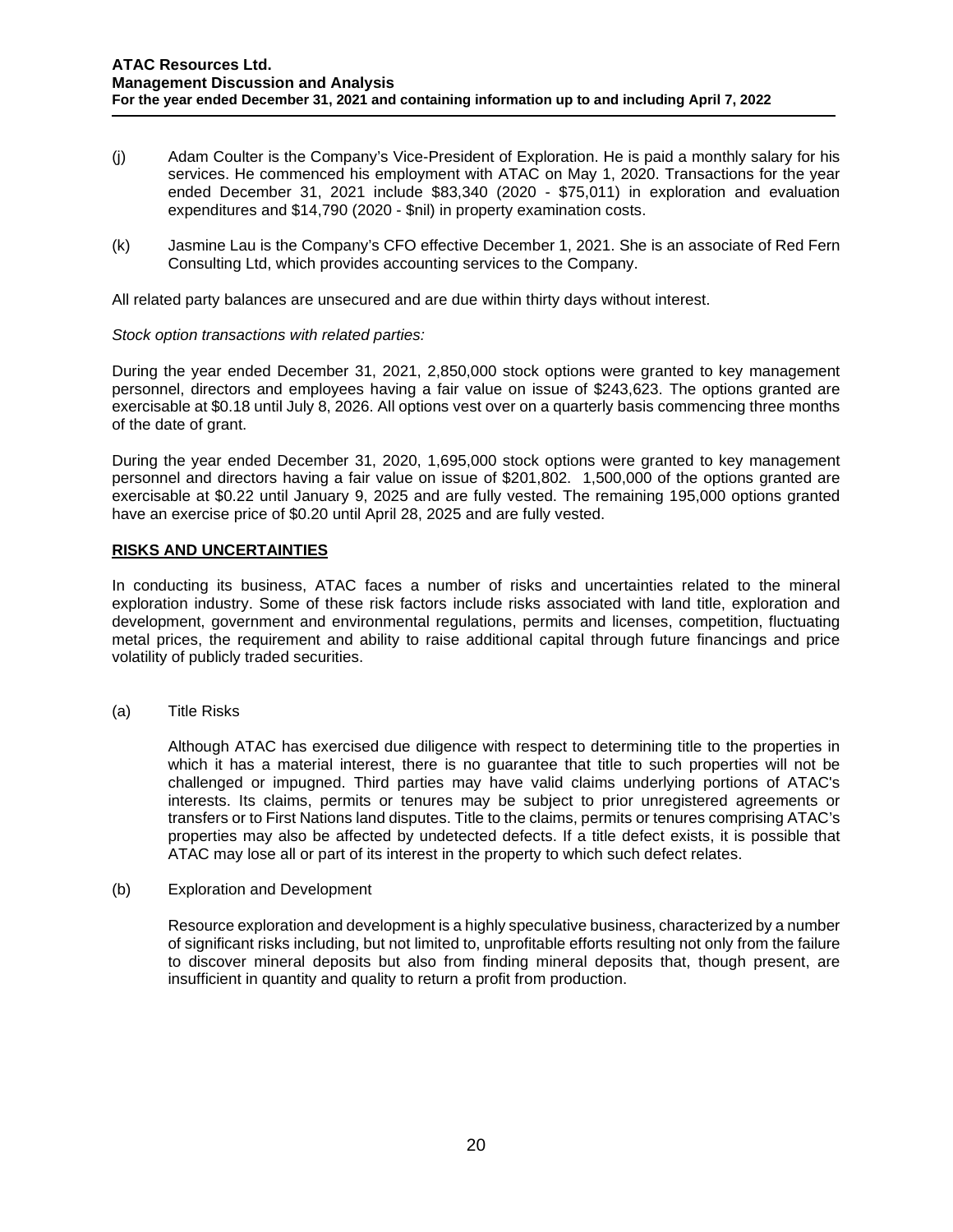(j) Adam Coulter is the Company's Vice-President of Exploration. He is paid a monthly salary for his services. He commenced his employment with ATAC on May 1, 2020. Transactions for the year ended December 31, 2021 include $83,340 (2020 - $75,011) in exploration and evaluation expenditures and $14,790 (2020 - $nil) in property examination costs.

(k) Jasmine Lau is the Company's CFO effective December 1, 2021. She is an associate of Red Fern Consulting Ltd, which provides accounting services to the Company.

All related party balances are unsecured and are due within thirty days without interest.

*Stock option transactions with related parties:*

During the year ended December 31, 2021, 2,850,000 stock options were granted to key management personnel, directors and employees having a fair value on issue of $243,623. The options granted are exercisable at $0.18 until July 8, 2026. All options vest over on a quarterly basis commencing three months of the date of grant.

During the year ended December 31, 2020, 1,695,000 stock options were granted to key management personnel and directors having a fair value on issue of $201,802. 1,500,000 of the options granted are exercisable at $0.22 until January 9, 2025 and are fully vested. The remaining 195,000 options granted have an exercise price of $0.20 until April 28, 2025 and are fully vested.

## RISKS AND UNCERTAINTIES

In conducting its business, ATAC faces a number of risks and uncertainties related to the mineral exploration industry. Some of these risk factors include risks associated with land title, exploration and development, government and environmental regulations, permits and licenses, competition, fluctuating metal prices, the requirement and ability to raise additional capital through future financings and price volatility of publicly traded securities.

(a) Title Risks

Although ATAC has exercised due diligence with respect to determining title to the properties in which it has a material interest, there is no guarantee that title to such properties will not be challenged or impugned. Third parties may have valid claims underlying portions of ATAC's interests. Its claims, permits or tenures may be subject to prior unregistered agreements or transfers or to First Nations land disputes. Title to the claims, permits or tenures comprising ATAC's properties may also be affected by undetected defects. If a title defect exists, it is possible that ATAC may lose all or part of its interest in the property to which such defect relates.

(b) Exploration and Development

Resource exploration and development is a highly speculative business, characterized by a number of significant risks including, but not limited to, unprofitable efforts resulting not only from the failure to discover mineral deposits but also from finding mineral deposits that, though present, are insufficient in quantity and quality to return a profit from production.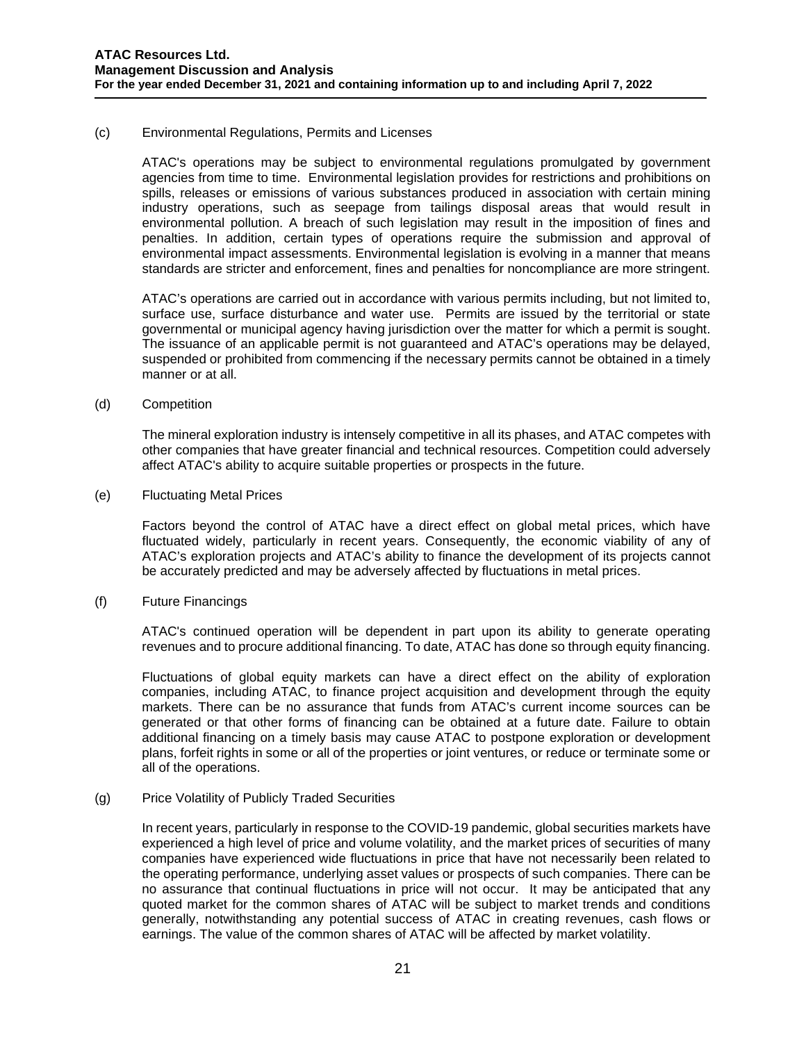(c) Environmental Regulations, Permits and Licenses

ATAC's operations may be subject to environmental regulations promulgated by government agencies from time to time. Environmental legislation provides for restrictions and prohibitions on spills, releases or emissions of various substances produced in association with certain mining industry operations, such as seepage from tailings disposal areas that would result in environmental pollution. A breach of such legislation may result in the imposition of fines and penalties. In addition, certain types of operations require the submission and approval of environmental impact assessments. Environmental legislation is evolving in a manner that means standards are stricter and enforcement, fines and penalties for noncompliance are more stringent.

ATAC's operations are carried out in accordance with various permits including, but not limited to, surface use, surface disturbance and water use. Permits are issued by the territorial or state governmental or municipal agency having jurisdiction over the matter for which a permit is sought. The issuance of an applicable permit is not guaranteed and ATAC's operations may be delayed, suspended or prohibited from commencing if the necessary permits cannot be obtained in a timely manner or at all.

(d) Competition

The mineral exploration industry is intensely competitive in all its phases, and ATAC competes with other companies that have greater financial and technical resources. Competition could adversely affect ATAC's ability to acquire suitable properties or prospects in the future.

(e) Fluctuating Metal Prices

Factors beyond the control of ATAC have a direct effect on global metal prices, which have fluctuated widely, particularly in recent years. Consequently, the economic viability of any of ATAC's exploration projects and ATAC's ability to finance the development of its projects cannot be accurately predicted and may be adversely affected by fluctuations in metal prices.

(f) Future Financings

ATAC's continued operation will be dependent in part upon its ability to generate operating revenues and to procure additional financing. To date, ATAC has done so through equity financing.

Fluctuations of global equity markets can have a direct effect on the ability of exploration companies, including ATAC, to finance project acquisition and development through the equity markets. There can be no assurance that funds from ATAC's current income sources can be generated or that other forms of financing can be obtained at a future date. Failure to obtain additional financing on a timely basis may cause ATAC to postpone exploration or development plans, forfeit rights in some or all of the properties or joint ventures, or reduce or terminate some or all of the operations.

(g) Price Volatility of Publicly Traded Securities

In recent years, particularly in response to the COVID-19 pandemic, global securities markets have experienced a high level of price and volume volatility, and the market prices of securities of many companies have experienced wide fluctuations in price that have not necessarily been related to the operating performance, underlying asset values or prospects of such companies. There can be no assurance that continual fluctuations in price will not occur. It may be anticipated that any quoted market for the common shares of ATAC will be subject to market trends and conditions generally, notwithstanding any potential success of ATAC in creating revenues, cash flows or earnings. The value of the common shares of ATAC will be affected by market volatility.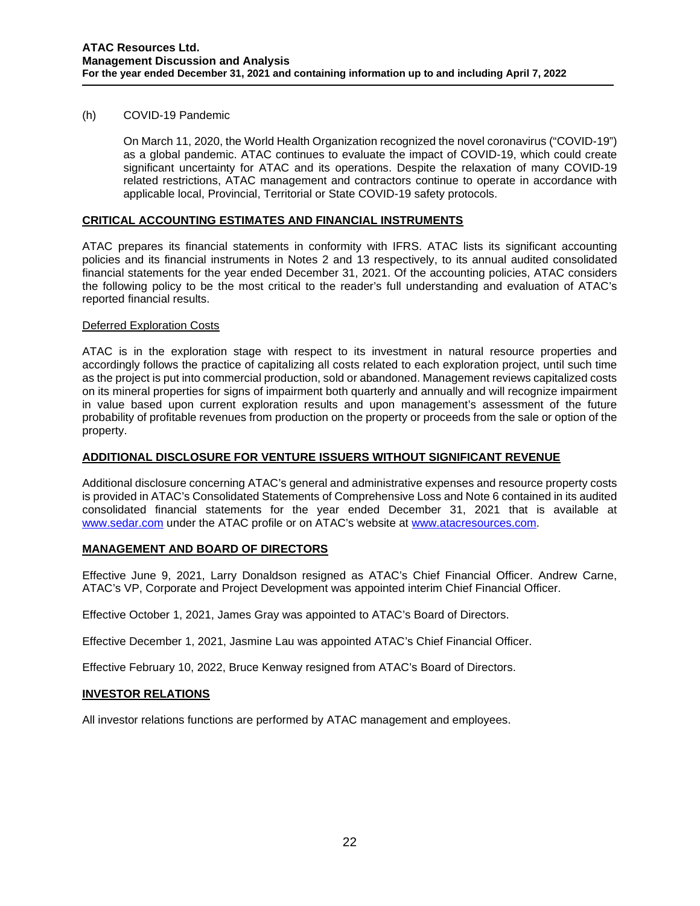(h) COVID-19 Pandemic

On March 11, 2020, the World Health Organization recognized the novel coronavirus ("COVID-19") as a global pandemic. ATAC continues to evaluate the impact of COVID-19, which could create significant uncertainty for ATAC and its operations. Despite the relaxation of many COVID-19 related restrictions, ATAC management and contractors continue to operate in accordance with applicable local, Provincial, Territorial or State COVID-19 safety protocols.

## CRITICAL ACCOUNTING ESTIMATES AND FINANCIAL INSTRUMENTS

ATAC prepares its financial statements in conformity with IFRS. ATAC lists its significant accounting policies and its financial instruments in Notes 2 and 13 respectively, to its annual audited consolidated financial statements for the year ended December 31, 2021. Of the accounting policies, ATAC considers the following policy to be the most critical to the reader's full understanding and evaluation of ATAC's reported financial results.

### Deferred Exploration Costs

ATAC is in the exploration stage with respect to its investment in natural resource properties and accordingly follows the practice of capitalizing all costs related to each exploration project, until such time as the project is put into commercial production, sold or abandoned. Management reviews capitalized costs on its mineral properties for signs of impairment both quarterly and annually and will recognize impairment in value based upon current exploration results and upon management's assessment of the future probability of profitable revenues from production on the property or proceeds from the sale or option of the property.

## ADDITIONAL DISCLOSURE FOR VENTURE ISSUERS WITHOUT SIGNIFICANT REVENUE

Additional disclosure concerning ATAC's general and administrative expenses and resource property costs is provided in ATAC's Consolidated Statements of Comprehensive Loss and Note 6 contained in its audited consolidated financial statements for the year ended December 31, 2021 that is available at www.sedar.com under the ATAC profile or on ATAC's website at www.atacresources.com.

## MANAGEMENT AND BOARD OF DIRECTORS

Effective June 9, 2021, Larry Donaldson resigned as ATAC's Chief Financial Officer. Andrew Carne, ATAC's VP, Corporate and Project Development was appointed interim Chief Financial Officer.

Effective October 1, 2021, James Gray was appointed to ATAC's Board of Directors.

Effective December 1, 2021, Jasmine Lau was appointed ATAC's Chief Financial Officer.

Effective February 10, 2022, Bruce Kenway resigned from ATAC's Board of Directors.

## INVESTOR RELATIONS

All investor relations functions are performed by ATAC management and employees.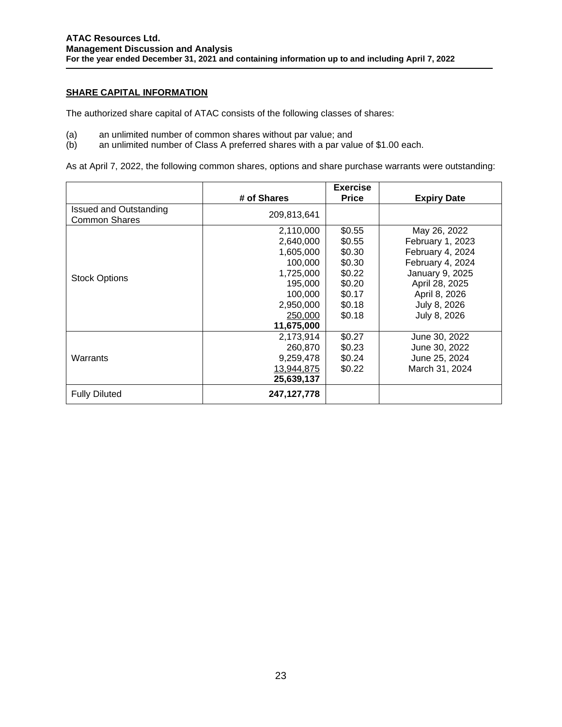## SHARE CAPITAL INFORMATION

The authorized share capital of ATAC consists of the following classes of shares:

(a) an unlimited number of common shares without par value; and
(b) an unlimited number of Class A preferred shares with a par value of $1.00 each.

As at April 7, 2022, the following common shares, options and share purchase warrants were outstanding:

| | # of Shares | Exercise Price | Expiry Date |
|---|---|---|---|
| Issued and Outstanding Common Shares | 209,813,641 | | |
| Stock Options | 2,110,000 | $0.55 | May 26, 2022 |
| | 2,640,000 | $0.55 | February 1, 2023 |
| | 1,605,000 | $0.30 | February 4, 2024 |
| | 100,000 | $0.30 | February 4, 2024 |
| | 1,725,000 | $0.22 | January 9, 2025 |
| | 195,000 | $0.20 | April 28, 2025 |
| | 100,000 | $0.17 | April 8, 2026 |
| | 2,950,000 | $0.18 | July 8, 2026 |
| | 250,000 | $0.18 | July 8, 2026 |
| | **11,675,000** | | |
| Warrants | 2,173,914 | $0.27 | June 30, 2022 |
| | 260,870 | $0.23 | June 30, 2022 |
| | 9,259,478 | $0.24 | June 25, 2024 |
| | 13,944,875 | $0.22 | March 31, 2024 |
| | **25,639,137** | | |
| Fully Diluted | **247,127,778** | | |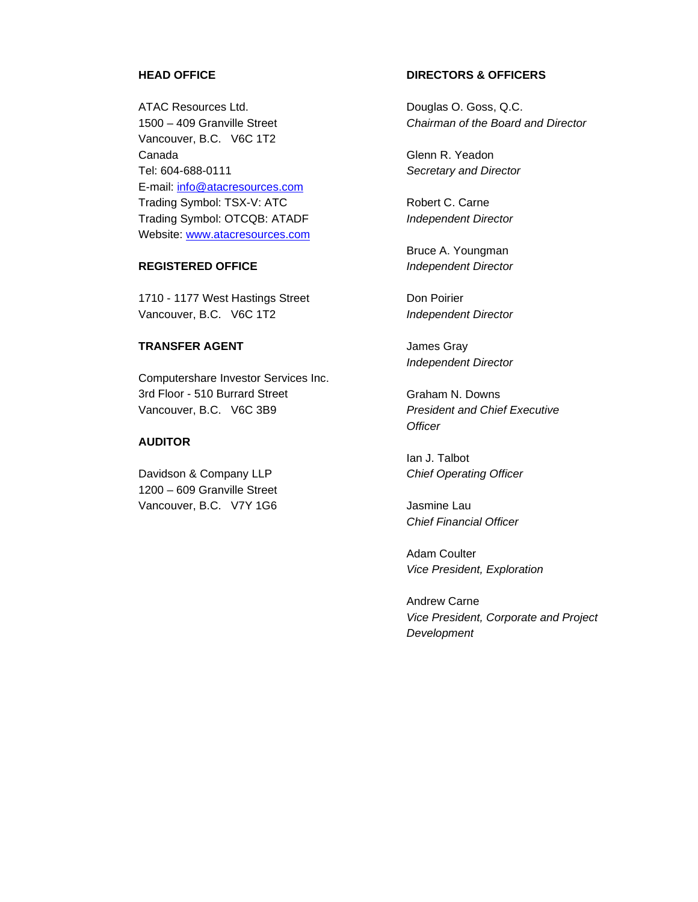## HEAD OFFICE

ATAC Resources Ltd.
1500 – 409 Granville Street
Vancouver, B.C. V6C 1T2
Canada
Tel: 604-688-0111
E-mail: info@atacresources.com
Trading Symbol: TSX-V: ATC
Trading Symbol: OTCQB: ATADF
Website: www.atacresources.com

## REGISTERED OFFICE

1710 - 1177 West Hastings Street
Vancouver, B.C. V6C 1T2

## TRANSFER AGENT

Computershare Investor Services Inc.
3rd Floor - 510 Burrard Street
Vancouver, B.C. V6C 3B9

## AUDITOR

Davidson & Company LLP
1200 – 609 Granville Street
Vancouver, B.C. V7Y 1G6

## DIRECTORS & OFFICERS

Douglas O. Goss, Q.C.
*Chairman of the Board and Director*

Glenn R. Yeadon
*Secretary and Director*

Robert C. Carne
*Independent Director*

Bruce A. Youngman
*Independent Director*

Don Poirier
*Independent Director*

James Gray
*Independent Director*

Graham N. Downs
*President and Chief Executive Officer*

Ian J. Talbot
*Chief Operating Officer*

Jasmine Lau
*Chief Financial Officer*

Adam Coulter
*Vice President, Exploration*

Andrew Carne
*Vice President, Corporate and Project Development*